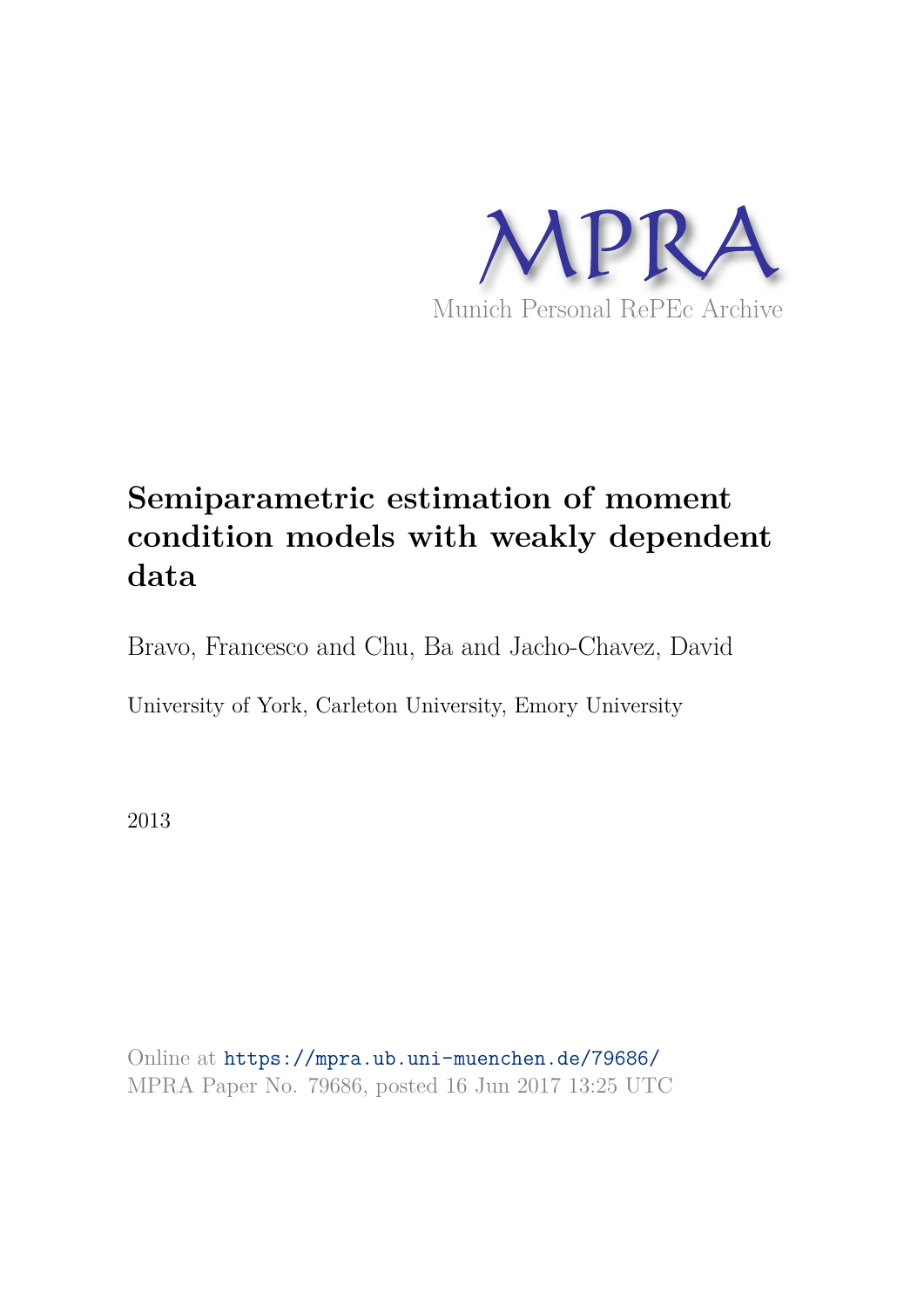MPRA

Munich Personal RePEc Archive

# Semiparametric estimation of moment condition models with weakly dependent data

Bravo, Francesco and Chu, Ba and Jacho-Chavez, David

University of York, Carleton University, Emory University

2013

Online at https://mpra.ub.uni-muenchen.de/79686/
MPRA Paper No. 79686, posted 16 Jun 2017 13:25 UTC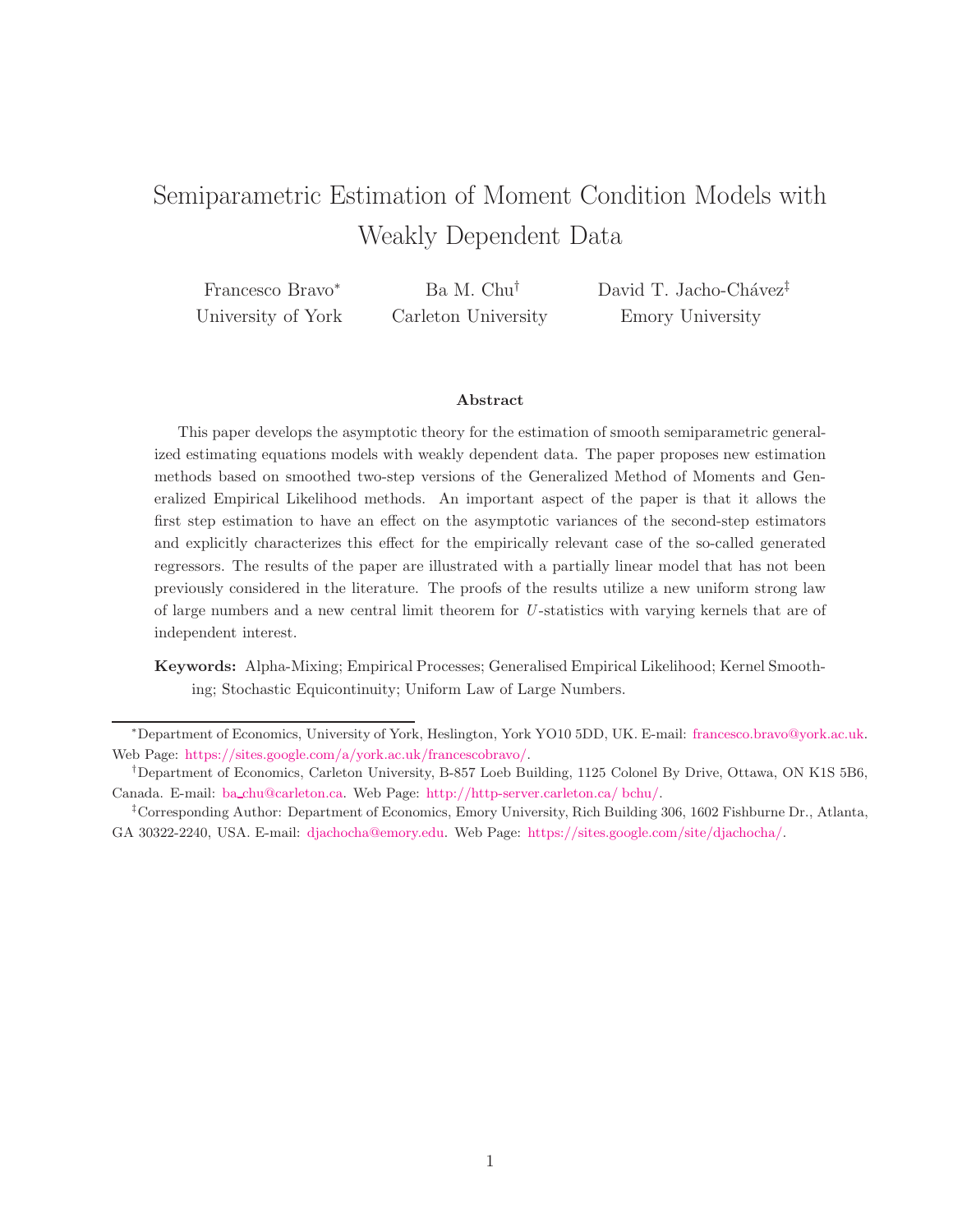# Semiparametric Estimation of Moment Condition Models with Weakly Dependent Data

Francesco Bravo* University of York

Ba M. Chu† Carleton University

David T. Jacho-Chávez‡ Emory University

### Abstract

This paper develops the asymptotic theory for the estimation of smooth semiparametric generalized estimating equations models with weakly dependent data. The paper proposes new estimation methods based on smoothed two-step versions of the Generalized Method of Moments and Generalized Empirical Likelihood methods. An important aspect of the paper is that it allows the first step estimation to have an effect on the asymptotic variances of the second-step estimators and explicitly characterizes this effect for the empirically relevant case of the so-called generated regressors. The results of the paper are illustrated with a partially linear model that has not been previously considered in the literature. The proofs of the results utilize a new uniform strong law of large numbers and a new central limit theorem for $U$-statistics with varying kernels that are of independent interest.

**Keywords:** Alpha-Mixing; Empirical Processes; Generalised Empirical Likelihood; Kernel Smoothing; Stochastic Equicontinuity; Uniform Law of Large Numbers.

---

*Department of Economics, University of York, Heslington, York YO10 5DD, UK. E-mail: francesco.bravo@york.ac.uk. Web Page: https://sites.google.com/a/york.ac.uk/francescobravo/.

†Department of Economics, Carleton University, B-857 Loeb Building, 1125 Colonel By Drive, Ottawa, ON K1S 5B6, Canada. E-mail: ba_chu@carleton.ca. Web Page: http://http-server.carleton.ca/ bchu/.

‡Corresponding Author: Department of Economics, Emory University, Rich Building 306, 1602 Fishburne Dr., Atlanta, GA 30322-2240, USA. E-mail: djachocha@emory.edu. Web Page: https://sites.google.com/site/djachocha/.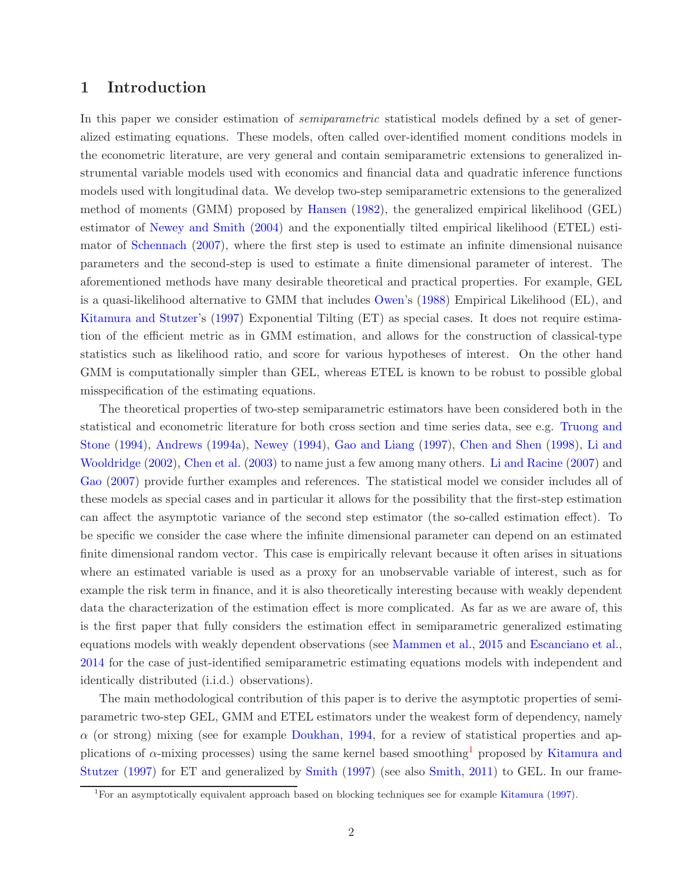# 1 Introduction

In this paper we consider estimation of *semiparametric* statistical models defined by a set of generalized estimating equations. These models, often called over-identified moment conditions models in the econometric literature, are very general and contain semiparametric extensions to generalized instrumental variable models used with economics and financial data and quadratic inference functions models used with longitudinal data. We develop two-step semiparametric extensions to the generalized method of moments (GMM) proposed by Hansen (1982), the generalized empirical likelihood (GEL) estimator of Newey and Smith (2004) and the exponentially tilted empirical likelihood (ETEL) estimator of Schennach (2007), where the first step is used to estimate an infinite dimensional nuisance parameters and the second-step is used to estimate a finite dimensional parameter of interest. The aforementioned methods have many desirable theoretical and practical properties. For example, GEL is a quasi-likelihood alternative to GMM that includes Owen's (1988) Empirical Likelihood (EL), and Kitamura and Stutzer's (1997) Exponential Tilting (ET) as special cases. It does not require estimation of the efficient metric as in GMM estimation, and allows for the construction of classical-type statistics such as likelihood ratio, and score for various hypotheses of interest. On the other hand GMM is computationally simpler than GEL, whereas ETEL is known to be robust to possible global misspecification of the estimating equations.

The theoretical properties of two-step semiparametric estimators have been considered both in the statistical and econometric literature for both cross section and time series data, see e.g. Truong and Stone (1994), Andrews (1994a), Newey (1994), Gao and Liang (1997), Chen and Shen (1998), Li and Wooldridge (2002), Chen et al. (2003) to name just a few among many others. Li and Racine (2007) and Gao (2007) provide further examples and references. The statistical model we consider includes all of these models as special cases and in particular it allows for the possibility that the first-step estimation can affect the asymptotic variance of the second step estimator (the so-called estimation effect). To be specific we consider the case where the infinite dimensional parameter can depend on an estimated finite dimensional random vector. This case is empirically relevant because it often arises in situations where an estimated variable is used as a proxy for an unobservable variable of interest, such as for example the risk term in finance, and it is also theoretically interesting because with weakly dependent data the characterization of the estimation effect is more complicated. As far as we are aware of, this is the first paper that fully considers the estimation effect in semiparametric generalized estimating equations models with weakly dependent observations (see Mammen et al., 2015 and Escanciano et al., 2014 for the case of just-identified semiparametric estimating equations models with independent and identically distributed (i.i.d.) observations).

The main methodological contribution of this paper is to derive the asymptotic properties of semiparametric two-step GEL, GMM and ETEL estimators under the weakest form of dependency, namely $\alpha$ (or strong) mixing (see for example Doukhan, 1994, for a review of statistical properties and applications of $\alpha$-mixing processes) using the same kernel based smoothing[1] proposed by Kitamura and Stutzer (1997) for ET and generalized by Smith (1997) (see also Smith, 2011) to GEL. In our frame-

[1] For an asymptotically equivalent approach based on blocking techniques see for example Kitamura (1997).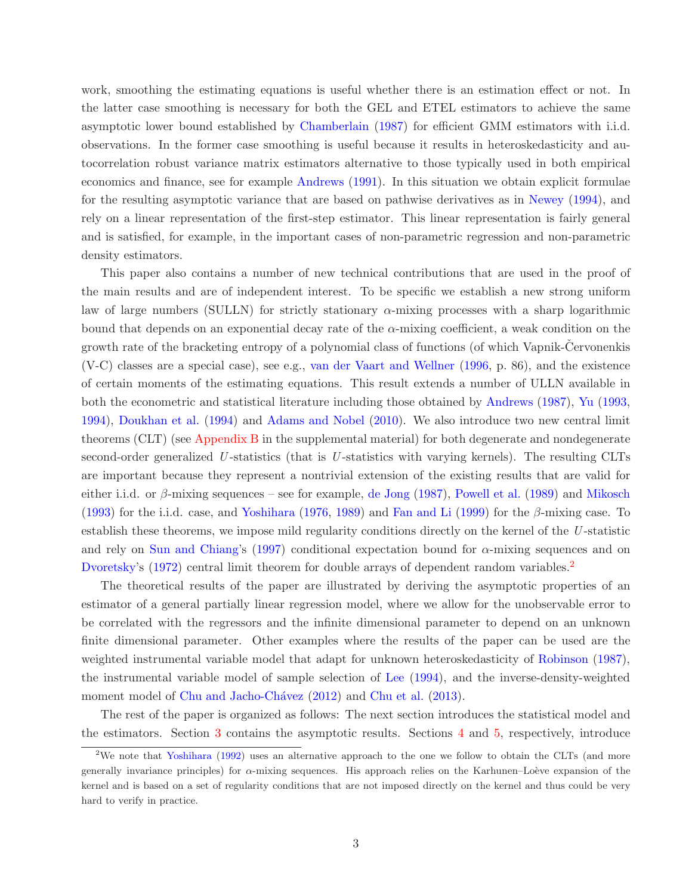work, smoothing the estimating equations is useful whether there is an estimation effect or not. In the latter case smoothing is necessary for both the GEL and ETEL estimators to achieve the same asymptotic lower bound established by Chamberlain (1987) for efficient GMM estimators with i.i.d. observations. In the former case smoothing is useful because it results in heteroskedasticity and autocorrelation robust variance matrix estimators alternative to those typically used in both empirical economics and finance, see for example Andrews (1991). In this situation we obtain explicit formulae for the resulting asymptotic variance that are based on pathwise derivatives as in Newey (1994), and rely on a linear representation of the first-step estimator. This linear representation is fairly general and is satisfied, for example, in the important cases of non-parametric regression and non-parametric density estimators.

This paper also contains a number of new technical contributions that are used in the proof of the main results and are of independent interest. To be specific we establish a new strong uniform law of large numbers (SULLN) for strictly stationary $\alpha$-mixing processes with a sharp logarithmic bound that depends on an exponential decay rate of the $\alpha$-mixing coefficient, a weak condition on the growth rate of the bracketing entropy of a polynomial class of functions (of which Vapnik-Červonenkis (V-C) classes are a special case), see e.g., van der Vaart and Wellner (1996, p. 86), and the existence of certain moments of the estimating equations. This result extends a number of ULLN available in both the econometric and statistical literature including those obtained by Andrews (1987), Yu (1993, 1994), Doukhan et al. (1994) and Adams and Nobel (2010). We also introduce two new central limit theorems (CLT) (see Appendix B in the supplemental material) for both degenerate and nondegenerate second-order generalized $U$-statistics (that is $U$-statistics with varying kernels). The resulting CLTs are important because they represent a nontrivial extension of the existing results that are valid for either i.i.d. or $\beta$-mixing sequences – see for example, de Jong (1987), Powell et al. (1989) and Mikosch (1993) for the i.i.d. case, and Yoshihara (1976, 1989) and Fan and Li (1999) for the $\beta$-mixing case. To establish these theorems, we impose mild regularity conditions directly on the kernel of the $U$-statistic and rely on Sun and Chiang's (1997) conditional expectation bound for $\alpha$-mixing sequences and on Dvoretsky's (1972) central limit theorem for double arrays of dependent random variables.[2]

The theoretical results of the paper are illustrated by deriving the asymptotic properties of an estimator of a general partially linear regression model, where we allow for the unobservable error to be correlated with the regressors and the infinite dimensional parameter to depend on an unknown finite dimensional parameter. Other examples where the results of the paper can be used are the weighted instrumental variable model that adapt for unknown heteroskedasticity of Robinson (1987), the instrumental variable model of sample selection of Lee (1994), and the inverse-density-weighted moment model of Chu and Jacho-Chávez (2012) and Chu et al. (2013).

The rest of the paper is organized as follows: The next section introduces the statistical model and the estimators. Section 3 contains the asymptotic results. Sections 4 and 5, respectively, introduce

[2] We note that Yoshihara (1992) uses an alternative approach to the one we follow to obtain the CLTs (and more generally invariance principles) for $\alpha$-mixing sequences. His approach relies on the Karhunen–Loève expansion of the kernel and is based on a set of regularity conditions that are not imposed directly on the kernel and thus could be very hard to verify in practice.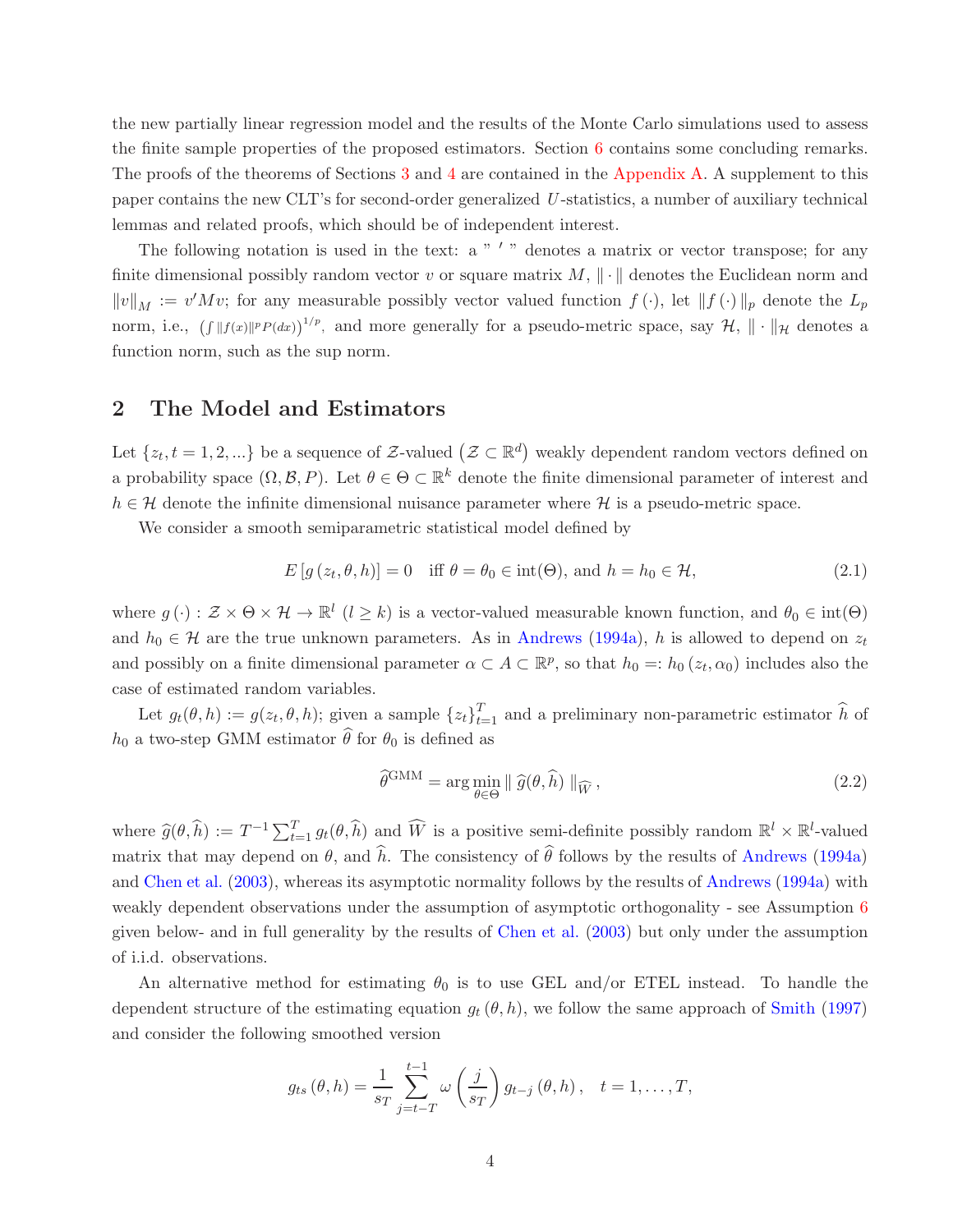the new partially linear regression model and the results of the Monte Carlo simulations used to assess the finite sample properties of the proposed estimators. Section 6 contains some concluding remarks. The proofs of the theorems of Sections 3 and 4 are contained in the Appendix A. A supplement to this paper contains the new CLT's for second-order generalized $U$-statistics, a number of auxiliary technical lemmas and related proofs, which should be of independent interest.

The following notation is used in the text: a " $'$ " denotes a matrix or vector transpose; for any finite dimensional possibly random vector $v$ or square matrix $M$, $\| \cdot \|$ denotes the Euclidean norm and $\|v\|_M := v'Mv$; for any measurable possibly vector valued function $f(\cdot)$, let $\|f(\cdot)\|_p$ denote the $L_p$ norm, i.e., $\left(\int \|f(x)\|^p P(dx)\right)^{1/p}$, and more generally for a pseudo-metric space, say $\mathcal{H}$, $\| \cdot \|_{\mathcal{H}}$ denotes a function norm, such as the sup norm.

## 2 The Model and Estimators

Let $\{z_t, t = 1, 2, ...\}$ be a sequence of $\mathcal{Z}$-valued $\left(\mathcal{Z} \subset \mathbb{R}^d\right)$ weakly dependent random vectors defined on a probability space $(\Omega, \mathcal{B}, P)$. Let $\theta \in \Theta \subset \mathbb{R}^k$ denote the finite dimensional parameter of interest and $h \in \mathcal{H}$ denote the infinite dimensional nuisance parameter where $\mathcal{H}$ is a pseudo-metric space.

We consider a smooth semiparametric statistical model defined by

$$E\left[g\left(z_t, \theta, h\right)\right] = 0 \quad \text{iff } \theta = \theta_0 \in \text{int}(\Theta), \text{ and } h = h_0 \in \mathcal{H}, \tag{2.1}$$

where $g(\cdot) : \mathcal{Z} \times \Theta \times \mathcal{H} \to \mathbb{R}^l$ $(l \geq k)$ is a vector-valued measurable known function, and $\theta_0 \in \text{int}(\Theta)$ and $h_0 \in \mathcal{H}$ are the true unknown parameters. As in Andrews (1994a), $h$ is allowed to depend on $z_t$ and possibly on a finite dimensional parameter $\alpha \subset A \subset \mathbb{R}^p$, so that $h_0 =: h_0\left(z_t, \alpha_0\right)$ includes also the case of estimated random variables.

Let $g_t(\theta, h) := g(z_t, \theta, h)$; given a sample $\{z_t\}_{t=1}^T$ and a preliminary non-parametric estimator $\widehat{h}$ of $h_0$ a two-step GMM estimator $\widehat{\theta}$ for $\theta_0$ is defined as

$$\widehat{\theta}^{\text{GMM}} = \arg\min_{\theta \in \Theta} \| \, \widehat{g}(\theta, \widehat{h}) \, \|_{\widehat{W}}\,, \tag{2.2}$$

where $\widehat{g}(\theta, \widehat{h}) := T^{-1} \sum_{t=1}^{T} g_t(\theta, \widehat{h})$ and $\widehat{W}$ is a positive semi-definite possibly random $\mathbb{R}^l \times \mathbb{R}^l$-valued matrix that may depend on $\theta$, and $\widehat{h}$. The consistency of $\widehat{\theta}$ follows by the results of Andrews (1994a) and Chen et al. (2003), whereas its asymptotic normality follows by the results of Andrews (1994a) with weakly dependent observations under the assumption of asymptotic orthogonality - see Assumption 6 given below- and in full generality by the results of Chen et al. (2003) but only under the assumption of i.i.d. observations.

An alternative method for estimating $\theta_0$ is to use GEL and/or ETEL instead. To handle the dependent structure of the estimating equation $g_t(\theta, h)$, we follow the same approach of Smith (1997) and consider the following smoothed version

$$g_{ts}\left(\theta, h\right) = \frac{1}{s_T} \sum_{j=t-T}^{t-1} \omega\left(\frac{j}{s_T}\right) g_{t-j}\left(\theta, h\right), \quad t = 1, \ldots, T,$$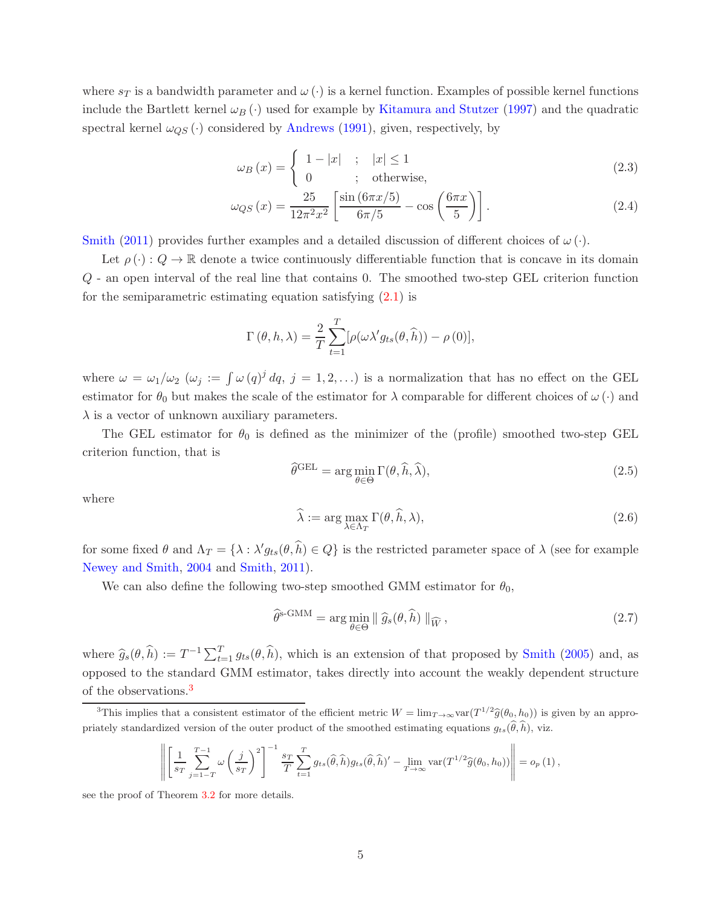where $s_T$ is a bandwidth parameter and $\omega(\cdot)$ is a kernel function. Examples of possible kernel functions include the Bartlett kernel $\omega_B(\cdot)$ used for example by Kitamura and Stutzer (1997) and the quadratic spectral kernel $\omega_{QS}(\cdot)$ considered by Andrews (1991), given, respectively, by

$$\omega_B(x) = \begin{cases} 1 - |x| & ; \quad |x| \leq 1 \\ 0 & ; \quad \text{otherwise,} \end{cases} \tag{2.3}$$

$$\omega_{QS}(x) = \frac{25}{12\pi^2 x^2}\left[\frac{\sin(6\pi x/5)}{6\pi/5} - \cos\left(\frac{6\pi x}{5}\right)\right]. \tag{2.4}$$

Smith (2011) provides further examples and a detailed discussion of different choices of $\omega(\cdot)$.

Let $\rho(\cdot): Q \to \mathbb{R}$ denote a twice continuously differentiable function that is concave in its domain $Q$ - an open interval of the real line that contains 0. The smoothed two-step GEL criterion function for the semiparametric estimating equation satisfying (2.1) is

$$\Gamma(\theta, h, \lambda) = \frac{2}{T}\sum_{t=1}^{T}[\rho(\omega\lambda' g_{ts}(\theta, \widehat{h})) - \rho(0)],$$

where $\omega = \omega_1/\omega_2$ ($\omega_j := \int \omega(q)^j dq$, $j = 1, 2, \ldots$) is a normalization that has no effect on the GEL estimator for $\theta_0$ but makes the scale of the estimator for $\lambda$ comparable for different choices of $\omega(\cdot)$ and $\lambda$ is a vector of unknown auxiliary parameters.

The GEL estimator for $\theta_0$ is defined as the minimizer of the (profile) smoothed two-step GEL criterion function, that is

$$\widehat{\theta}^{\text{GEL}} = \arg\min_{\theta\in\Theta} \Gamma(\theta, \widehat{h}, \widehat{\lambda}), \tag{2.5}$$

where

$$\widehat{\lambda} := \arg\max_{\lambda\in\Lambda_T} \Gamma(\theta, \widehat{h}, \lambda), \tag{2.6}$$

for some fixed $\theta$ and $\Lambda_T = \{\lambda : \lambda' g_{ts}(\theta, \widehat{h}) \in Q\}$ is the restricted parameter space of $\lambda$ (see for example Newey and Smith, 2004 and Smith, 2011).

We can also define the following two-step smoothed GMM estimator for $\theta_0$,

$$\widehat{\theta}^{\text{s-GMM}} = \arg\min_{\theta\in\Theta} \parallel \widehat{g}_s(\theta, \widehat{h}) \parallel_{\widehat{W}}, \tag{2.7}$$

where $\widehat{g}_s(\theta, \widehat{h}) := T^{-1}\sum_{t=1}^{T} g_{ts}(\theta, \widehat{h})$, which is an extension of that proposed by Smith (2005) and, as opposed to the standard GMM estimator, takes directly into account the weakly dependent structure of the observations.[3]

[3] This implies that a consistent estimator of the efficient metric $W = \lim_{T\to\infty} \text{var}(T^{1/2}\widehat{g}(\theta_0, h_0))$ is given by an appropriately standardized version of the outer product of the smoothed estimating equations $g_{ts}(\widehat{\theta}, \widehat{h})$, viz.

$$\left\| \left[\frac{1}{s_T}\sum_{j=1-T}^{T-1} \omega\left(\frac{j}{s_T}\right)^2\right]^{-1} \frac{s_T}{T}\sum_{t=1}^{T} g_{ts}(\widehat{\theta}, \widehat{h}) g_{ts}(\widehat{\theta}, \widehat{h})' - \lim_{T\to\infty} \text{var}(T^{1/2}\widehat{g}(\theta_0, h_0)) \right\| = o_p(1),$$

see the proof of Theorem 3.2 for more details.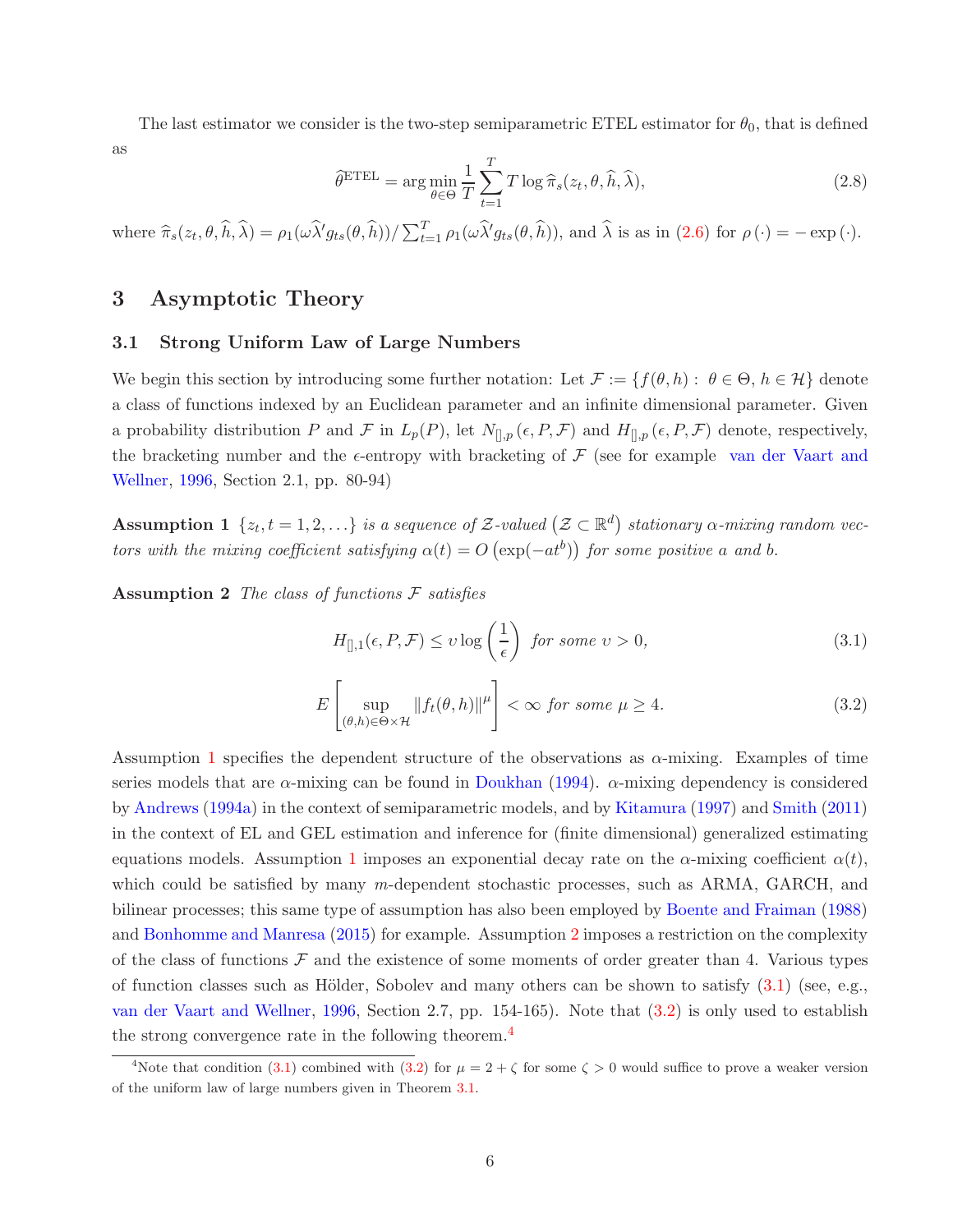The last estimator we consider is the two-step semiparametric ETEL estimator for $\theta_0$, that is defined as

$$\widehat{\theta}^{\mathrm{ETEL}} = \arg\min_{\theta\in\Theta} \frac{1}{T}\sum_{t=1}^{T} T \log \widehat{\pi}_s(z_t, \theta, \widehat{h}, \widehat{\lambda}), \tag{2.8}$$

where $\widehat{\pi}_s(z_t, \theta, \widehat{h}, \widehat{\lambda}) = \rho_1(\omega\widehat{\lambda}' g_{ts}(\theta, \widehat{h}))/\sum_{t=1}^{T}\rho_1(\omega\widehat{\lambda}' g_{ts}(\theta, \widehat{h}))$, and $\widehat{\lambda}$ is as in (2.6) for $\rho(\cdot) = -\exp(\cdot)$.

# 3 Asymptotic Theory

## 3.1 Strong Uniform Law of Large Numbers

We begin this section by introducing some further notation: Let $\mathcal{F} := \{f(\theta, h) : \theta \in \Theta, h \in \mathcal{H}\}$ denote a class of functions indexed by an Euclidean parameter and an infinite dimensional parameter. Given a probability distribution $P$ and $\mathcal{F}$ in $L_p(P)$, let $N_{[],p}(\epsilon, P, \mathcal{F})$ and $H_{[],p}(\epsilon, P, \mathcal{F})$ denote, respectively, the bracketing number and the $\epsilon$-entropy with bracketing of $\mathcal{F}$ (see for example van der Vaart and Wellner, 1996, Section 2.1, pp. 80-94)

**Assumption 1** *$\{z_t, t = 1, 2, \ldots\}$ is a sequence of $\mathcal{Z}$-valued $\left(\mathcal{Z} \subset \mathbb{R}^d\right)$ stationary $\alpha$-mixing random vectors with the mixing coefficient satisfying $\alpha(t) = O\left(\exp(-at^b)\right)$ for some positive $a$ and $b$.*

**Assumption 2** *The class of functions $\mathcal{F}$ satisfies*

$$H_{[],1}(\epsilon, P, \mathcal{F}) \leq \upsilon \log\left(\frac{1}{\epsilon}\right) \ \textit{for some } \upsilon > 0, \tag{3.1}$$

$$E\left[\sup_{(\theta,h)\in\Theta\times\mathcal{H}} \|f_t(\theta, h)\|^{\mu}\right] < \infty \ \textit{for some } \mu \geq 4. \tag{3.2}$$

Assumption 1 specifies the dependent structure of the observations as $\alpha$-mixing. Examples of time series models that are $\alpha$-mixing can be found in Doukhan (1994). $\alpha$-mixing dependency is considered by Andrews (1994a) in the context of semiparametric models, and by Kitamura (1997) and Smith (2011) in the context of EL and GEL estimation and inference for (finite dimensional) generalized estimating equations models. Assumption 1 imposes an exponential decay rate on the $\alpha$-mixing coefficient $\alpha(t)$, which could be satisfied by many $m$-dependent stochastic processes, such as ARMA, GARCH, and bilinear processes; this same type of assumption has also been employed by Boente and Fraiman (1988) and Bonhomme and Manresa (2015) for example. Assumption 2 imposes a restriction on the complexity of the class of functions $\mathcal{F}$ and the existence of some moments of order greater than 4. Various types of function classes such as Hölder, Sobolev and many others can be shown to satisfy (3.1) (see, e.g., van der Vaart and Wellner, 1996, Section 2.7, pp. 154-165). Note that (3.2) is only used to establish the strong convergence rate in the following theorem.[4]

[4]Note that condition (3.1) combined with (3.2) for $\mu = 2 + \zeta$ for some $\zeta > 0$ would suffice to prove a weaker version of the uniform law of large numbers given in Theorem 3.1.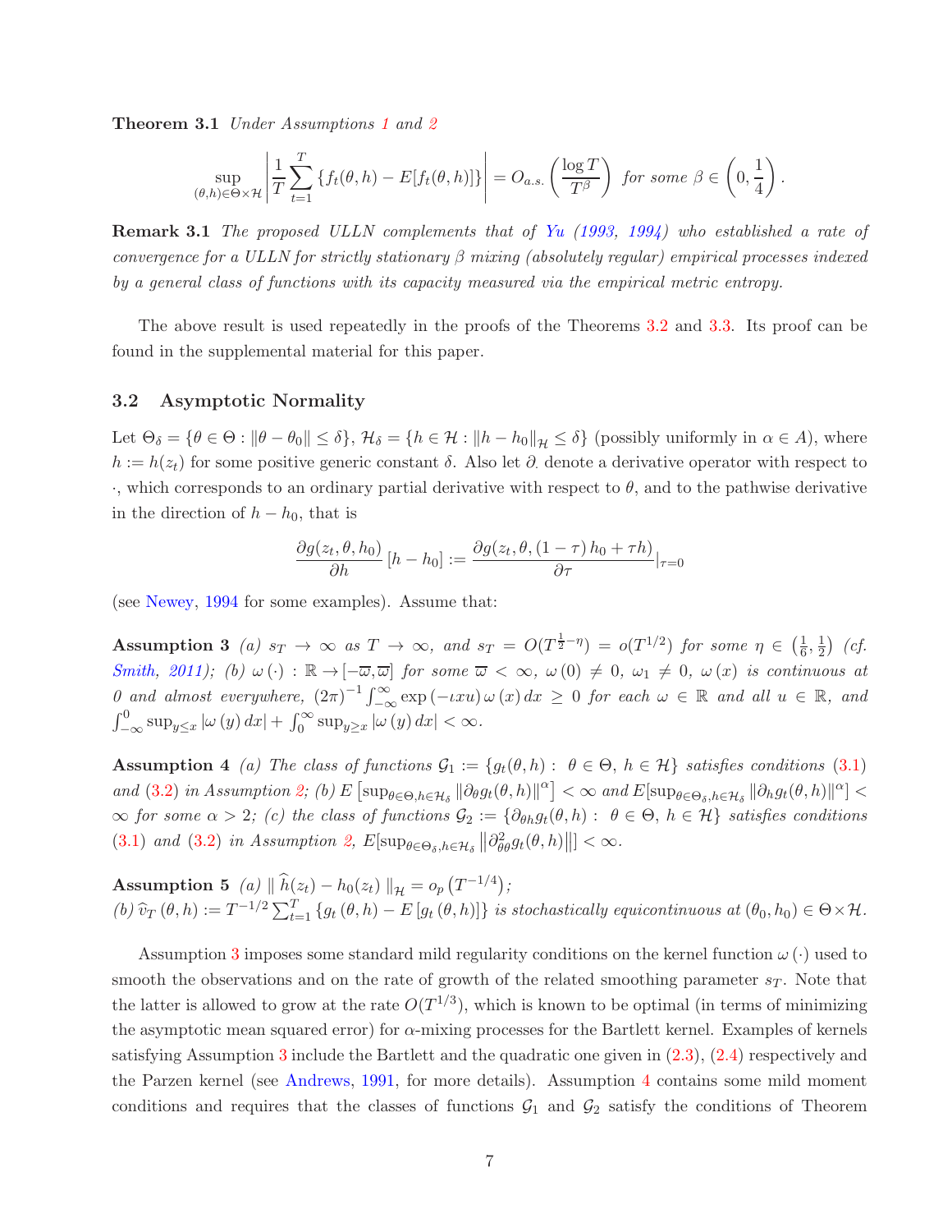**Theorem 3.1** *Under Assumptions 1 and 2*

$$\sup_{(\theta,h)\in\Theta\times\mathcal{H}}\left|\frac{1}{T}\sum_{t=1}^{T}\left\{f_t(\theta,h)-E[f_t(\theta,h)]\right\}\right| = O_{a.s.}\left(\frac{\log T}{T^{\beta}}\right) \text{ for some } \beta\in\left(0,\frac{1}{4}\right).$$

**Remark 3.1** *The proposed ULLN complements that of Yu (1993, 1994) who established a rate of convergence for a ULLN for strictly stationary $\beta$ mixing (absolutely regular) empirical processes indexed by a general class of functions with its capacity measured via the empirical metric entropy.*

The above result is used repeatedly in the proofs of the Theorems 3.2 and 3.3. Its proof can be found in the supplemental material for this paper.

### 3.2 Asymptotic Normality

Let $\Theta_\delta = \{\theta\in\Theta : \|\theta-\theta_0\|\leq\delta\}$, $\mathcal{H}_\delta = \{h\in\mathcal{H} : \|h-h_0\|_{\mathcal{H}}\leq\delta\}$ (possibly uniformly in $\alpha\in A$), where $h := h(z_t)$ for some positive generic constant $\delta$. Also let $\partial_\cdot$ denote a derivative operator with respect to $\cdot$, which corresponds to an ordinary partial derivative with respect to $\theta$, and to the pathwise derivative in the direction of $h-h_0$, that is

$$\frac{\partial g(z_t,\theta,h_0)}{\partial h}\left[h-h_0\right] := \frac{\partial g(z_t,\theta,(1-\tau)\,h_0+\tau h)}{\partial\tau}|_{\tau=0}$$

(see Newey, 1994 for some examples). Assume that:

**Assumption 3** *(a) $s_T\to\infty$ as $T\to\infty$, and $s_T = O(T^{\frac{1}{2}-\eta}) = o(T^{1/2})$ for some $\eta\in\left(\frac{1}{6},\frac{1}{2}\right)$ (cf. Smith, 2011); (b) $\omega(\cdot):\mathbb{R}\to[-\varpi,\varpi]$ for some $\varpi<\infty$, $\omega(0)\neq 0$, $\omega_1\neq 0$, $\omega(x)$ is continuous at 0 and almost everywhere, $(2\pi)^{-1}\int_{-\infty}^{\infty}\exp(-\iota x u)\,\omega(x)\,dx\geq 0$ for each $\omega\in\mathbb{R}$ and all $u\in\mathbb{R}$, and $\int_{-\infty}^{0}\sup_{y\leq x}|\omega(y)\,dx| + \int_{0}^{\infty}\sup_{y\geq x}|\omega(y)\,dx| < \infty$.*

**Assumption 4** *(a) The class of functions $\mathcal{G}_1 := \{g_t(\theta,h):\ \theta\in\Theta,\ h\in\mathcal{H}\}$ satisfies conditions (3.1) and (3.2) in Assumption 2; (b) $E\left[\sup_{\theta\in\Theta,h\in\mathcal{H}_\delta}\|\partial_\theta g_t(\theta,h)\|^{\alpha}\right]<\infty$ and $E[\sup_{\theta\in\Theta_\delta,h\in\mathcal{H}_\delta}\|\partial_h g_t(\theta,h)\|^{\alpha}]<\infty$ for some $\alpha>2$; (c) the class of functions $\mathcal{G}_2 := \{\partial_{\theta h}g_t(\theta,h):\ \theta\in\Theta,\ h\in\mathcal{H}\}$ satisfies conditions (3.1) and (3.2) in Assumption 2, $E[\sup_{\theta\in\Theta_\delta,h\in\mathcal{H}_\delta}\|\partial^2_{\theta\theta}g_t(\theta,h)\|]<\infty$.*

**Assumption 5** *(a) $\|\widehat{h}(z_t)-h_0(z_t)\|_{\mathcal{H}} = o_p\left(T^{-1/4}\right)$;*
*(b) $\widehat{v}_T(\theta,h) := T^{-1/2}\sum_{t=1}^{T}\{g_t(\theta,h)-E[g_t(\theta,h)]\}$ is stochastically equicontinuous at $(\theta_0,h_0)\in\Theta\times\mathcal{H}$.*

Assumption 3 imposes some standard mild regularity conditions on the kernel function $\omega(\cdot)$ used to smooth the observations and on the rate of growth of the related smoothing parameter $s_T$. Note that the latter is allowed to grow at the rate $O(T^{1/3})$, which is known to be optimal (in terms of minimizing the asymptotic mean squared error) for $\alpha$-mixing processes for the Bartlett kernel. Examples of kernels satisfying Assumption 3 include the Bartlett and the quadratic one given in (2.3), (2.4) respectively and the Parzen kernel (see Andrews, 1991, for more details). Assumption 4 contains some mild moment conditions and requires that the classes of functions $\mathcal{G}_1$ and $\mathcal{G}_2$ satisfy the conditions of Theorem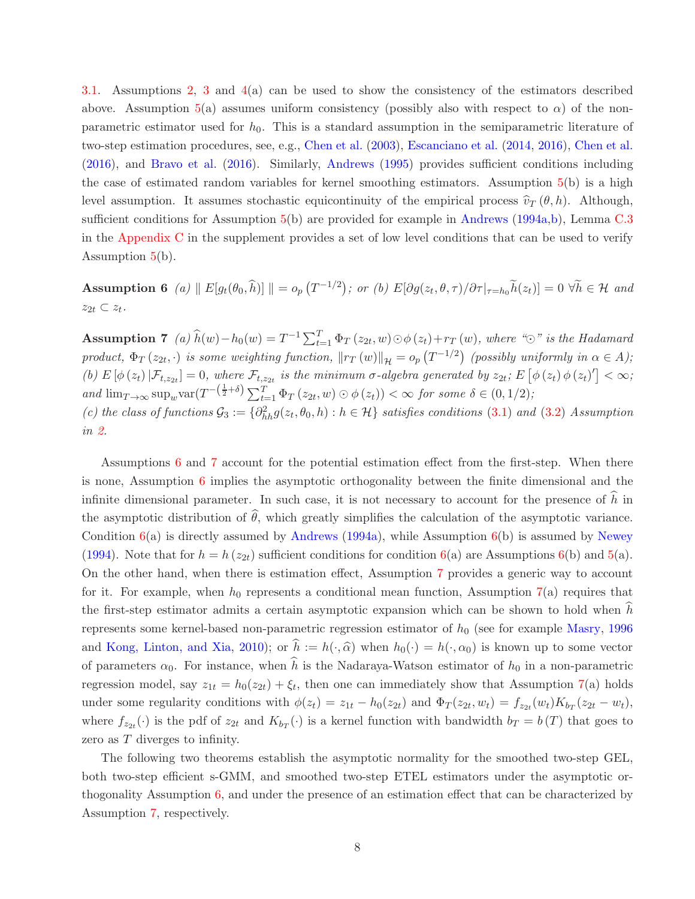3.1. Assumptions 2, 3 and 4(a) can be used to show the consistency of the estimators described above. Assumption 5(a) assumes uniform consistency (possibly also with respect to $\alpha$) of the non-parametric estimator used for $h_0$. This is a standard assumption in the semiparametric literature of two-step estimation procedures, see, e.g., Chen et al. (2003), Escanciano et al. (2014, 2016), Chen et al. (2016), and Bravo et al. (2016). Similarly, Andrews (1995) provides sufficient conditions including the case of estimated random variables for kernel smoothing estimators. Assumption 5(b) is a high level assumption. It assumes stochastic equicontinuity of the empirical process $\widehat{v}_T(\theta, h)$. Although, sufficient conditions for Assumption 5(b) are provided for example in Andrews (1994a,b), Lemma C.3 in the Appendix C in the supplement provides a set of low level conditions that can be used to verify Assumption 5(b).

**Assumption 6** *(a)* $\| E[g_t(\theta_0, \widehat{h})] \| = o_p\left(T^{-1/2}\right)$*; or (b)* $E[\partial g(z_t, \theta, \tau)/\partial \tau|_{\tau=h_0} \widetilde{h}(z_t)] = 0 \ \forall \widetilde{h} \in \mathcal{H}$ *and* $z_{2t} \subset z_t$*.*

**Assumption 7** *(a)* $\widehat{h}(w) - h_0(w) = T^{-1} \sum_{t=1}^{T} \Phi_T(z_{2t}, w) \odot \phi(z_t) + r_T(w)$*, where "*$\odot$*" is the Hadamard product,* $\Phi_T(z_{2t}, \cdot)$ *is some weighting function,* $\|r_T(w)\|_{\mathcal{H}} = o_p\left(T^{-1/2}\right)$ *(possibly uniformly in* $\alpha \in A$*);*
*(b)* $E\left[\phi(z_t) | \mathcal{F}_{t,z_{2t}}\right] = 0$*, where* $\mathcal{F}_{t,z_{2t}}$ *is the minimum* $\sigma$*-algebra generated by* $z_{2t}$*;* $E\left[\phi(z_t) \phi(z_t)'\right] < \infty$*; and* $\lim_{T \to \infty} \sup_w \text{var}(T^{-\left(\frac{1}{2}+\delta\right)} \sum_{t=1}^{T} \Phi_T(z_{2t}, w) \odot \phi(z_t)) < \infty$ *for some* $\delta \in (0, 1/2)$*;*
*(c) the class of functions* $\mathcal{G}_3 := \{\partial^2_{hh} g(z_t, \theta_0, h) : h \in \mathcal{H}\}$ *satisfies conditions (3.1) and (3.2) Assumption in 2.*

Assumptions 6 and 7 account for the potential estimation effect from the first-step. When there is none, Assumption 6 implies the asymptotic orthogonality between the finite dimensional and the infinite dimensional parameter. In such case, it is not necessary to account for the presence of $\widehat{h}$ in the asymptotic distribution of $\widehat{\theta}$, which greatly simplifies the calculation of the asymptotic variance. Condition 6(a) is directly assumed by Andrews (1994a), while Assumption 6(b) is assumed by Newey (1994). Note that for $h = h(z_{2t})$ sufficient conditions for condition 6(a) are Assumptions 6(b) and 5(a). On the other hand, when there is estimation effect, Assumption 7 provides a generic way to account for it. For example, when $h_0$ represents a conditional mean function, Assumption 7(a) requires that the first-step estimator admits a certain asymptotic expansion which can be shown to hold when $\widehat{h}$ represents some kernel-based non-parametric regression estimator of $h_0$ (see for example Masry, 1996 and Kong, Linton, and Xia, 2010); or $\widehat{h} := h(\cdot, \widehat{\alpha})$ when $h_0(\cdot) = h(\cdot, \alpha_0)$ is known up to some vector of parameters $\alpha_0$. For instance, when $\widehat{h}$ is the Nadaraya-Watson estimator of $h_0$ in a non-parametric regression model, say $z_{1t} = h_0(z_{2t}) + \xi_t$, then one can immediately show that Assumption 7(a) holds under some regularity conditions with $\phi(z_t) = z_{1t} - h_0(z_{2t})$ and $\Phi_T(z_{2t}, w_t) = f_{z_{2t}}(w_t) K_{b_T}(z_{2t} - w_t)$, where $f_{z_{2t}}(\cdot)$ is the pdf of $z_{2t}$ and $K_{b_T}(\cdot)$ is a kernel function with bandwidth $b_T = b(T)$ that goes to zero as $T$ diverges to infinity.

The following two theorems establish the asymptotic normality for the smoothed two-step GEL, both two-step efficient s-GMM, and smoothed two-step ETEL estimators under the asymptotic orthogonality Assumption 6, and under the presence of an estimation effect that can be characterized by Assumption 7, respectively.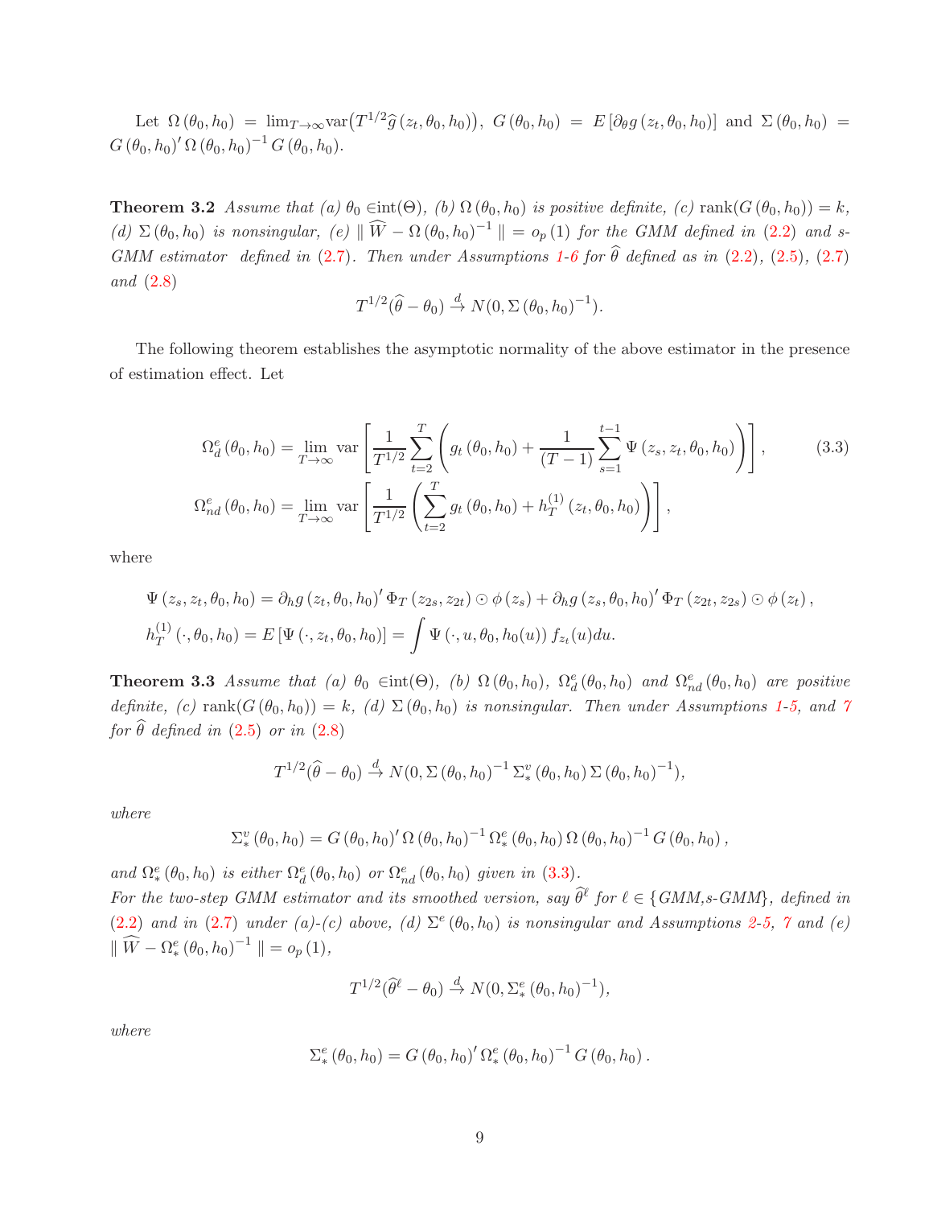Let $\Omega(\theta_0, h_0) = \lim_{T\to\infty} \text{var}\big(T^{1/2}\widehat{g}(z_t, \theta_0, h_0)\big)$, $G(\theta_0, h_0) = E[\partial_\theta g(z_t, \theta_0, h_0)]$ and $\Sigma(\theta_0, h_0) = G(\theta_0, h_0)' \Omega(\theta_0, h_0)^{-1} G(\theta_0, h_0)$.

**Theorem 3.2** *Assume that (a) $\theta_0 \in$int$(\Theta)$, (b) $\Omega(\theta_0, h_0)$ is positive definite, (c) rank$(G(\theta_0, h_0)) = k$, (d) $\Sigma(\theta_0, h_0)$ is nonsingular, (e) $\| \widehat{W} - \Omega(\theta_0, h_0)^{-1} \| = o_p(1)$ for the GMM defined in (2.2) and s-GMM estimator defined in (2.7). Then under Assumptions 1-6 for $\widehat{\theta}$ defined as in (2.2), (2.5), (2.7) and (2.8)*

$$T^{1/2}(\widehat{\theta} - \theta_0) \xrightarrow{d} N(0, \Sigma(\theta_0, h_0)^{-1}).$$

The following theorem establishes the asymptotic normality of the above estimator in the presence of estimation effect. Let

$$\Omega_d^e(\theta_0, h_0) = \lim_{T\to\infty} \text{var}\left[\frac{1}{T^{1/2}} \sum_{t=2}^{T} \left( g_t(\theta_0, h_0) + \frac{1}{(T-1)} \sum_{s=1}^{t-1} \Psi(z_s, z_t, \theta_0, h_0) \right)\right], \tag{3.3}$$

$$\Omega_{nd}^e(\theta_0, h_0) = \lim_{T\to\infty} \text{var}\left[\frac{1}{T^{1/2}} \left( \sum_{t=2}^{T} g_t(\theta_0, h_0) + h_T^{(1)}(z_t, \theta_0, h_0) \right)\right],$$

where

$$\Psi(z_s, z_t, \theta_0, h_0) = \partial_h g(z_t, \theta_0, h_0)' \Phi_T(z_{2s}, z_{2t}) \odot \phi(z_s) + \partial_h g(z_s, \theta_0, h_0)' \Phi_T(z_{2t}, z_{2s}) \odot \phi(z_t),$$

$$h_T^{(1)}(\cdot, \theta_0, h_0) = E[\Psi(\cdot, z_t, \theta_0, h_0)] = \int \Psi(\cdot, u, \theta_0, h_0(u)) f_{z_t}(u) du.$$

**Theorem 3.3** *Assume that (a) $\theta_0 \in$int$(\Theta)$, (b) $\Omega(\theta_0, h_0)$, $\Omega_d^e(\theta_0, h_0)$ and $\Omega_{nd}^e(\theta_0, h_0)$ are positive definite, (c) rank$(G(\theta_0, h_0)) = k$, (d) $\Sigma(\theta_0, h_0)$ is nonsingular. Then under Assumptions 1-5, and 7 for $\widehat{\theta}$ defined in (2.5) or in (2.8)*

$$T^{1/2}(\widehat{\theta} - \theta_0) \xrightarrow{d} N(0, \Sigma(\theta_0, h_0)^{-1} \Sigma_*^v(\theta_0, h_0) \Sigma(\theta_0, h_0)^{-1}),$$

*where*

$$\Sigma_*^v(\theta_0, h_0) = G(\theta_0, h_0)' \Omega(\theta_0, h_0)^{-1} \Omega_*^e(\theta_0, h_0) \Omega(\theta_0, h_0)^{-1} G(\theta_0, h_0),$$

*and $\Omega_*^e(\theta_0, h_0)$ is either $\Omega_d^e(\theta_0, h_0)$ or $\Omega_{nd}^e(\theta_0, h_0)$ given in (3.3).*
*For the two-step GMM estimator and its smoothed version, say $\widehat{\theta}^\ell$ for $\ell \in \{$GMM,s-GMM$\}$, defined in (2.2) and in (2.7) under (a)-(c) above, (d) $\Sigma^e(\theta_0, h_0)$ is nonsingular and Assumptions 2-5, 7 and (e) $\| \widehat{W} - \Omega_*^e(\theta_0, h_0)^{-1} \| = o_p(1)$,*

$$T^{1/2}(\widehat{\theta}^\ell - \theta_0) \xrightarrow{d} N(0, \Sigma_*^e(\theta_0, h_0)^{-1}),$$

*where*

$$\Sigma_*^e(\theta_0, h_0) = G(\theta_0, h_0)' \Omega_*^e(\theta_0, h_0)^{-1} G(\theta_0, h_0).$$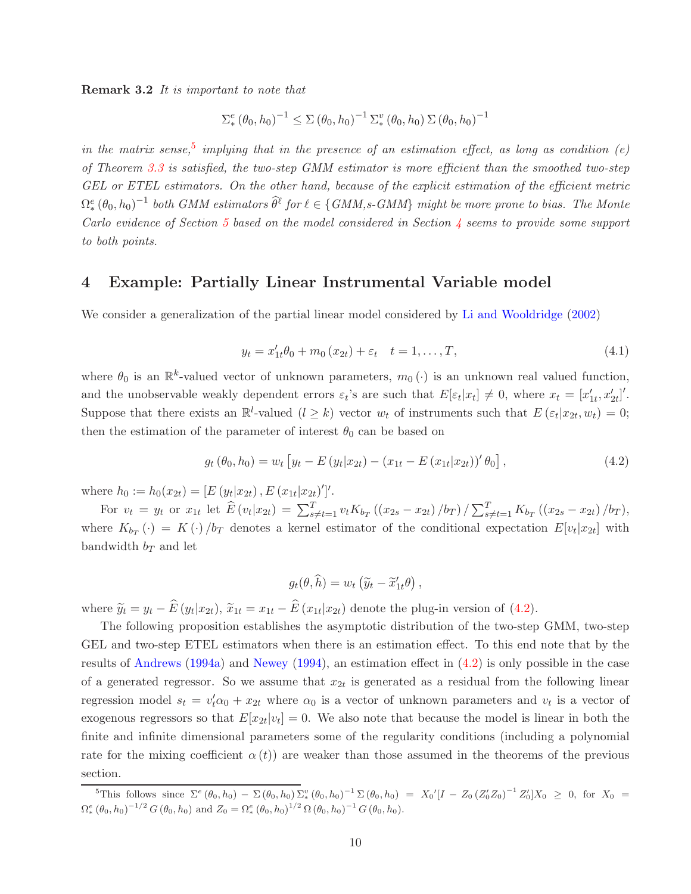**Remark 3.2** *It is important to note that*

$$\Sigma_*^e(\theta_0, h_0)^{-1} \leq \Sigma(\theta_0, h_0)^{-1} \Sigma_*^v(\theta_0, h_0) \Sigma(\theta_0, h_0)^{-1}$$

*in the matrix sense,*[5] *implying that in the presence of an estimation effect, as long as condition (e) of Theorem 3.3 is satisfied, the two-step GMM estimator is more efficient than the smoothed two-step GEL or ETEL estimators. On the other hand, because of the explicit estimation of the efficient metric $\Omega_*^e(\theta_0, h_0)^{-1}$ both GMM estimators $\widehat{\theta}^\ell$ for $\ell \in \{GMM, s\text{-}GMM\}$ might be more prone to bias. The Monte Carlo evidence of Section 5 based on the model considered in Section 4 seems to provide some support to both points.*

# 4 Example: Partially Linear Instrumental Variable model

We consider a generalization of the partial linear model considered by Li and Wooldridge (2002)

$$y_t = x_{1t}'\theta_0 + m_0(x_{2t}) + \varepsilon_t \quad t = 1, \ldots, T, \tag{4.1}$$

where $\theta_0$ is an $\mathbb{R}^k$-valued vector of unknown parameters, $m_0(\cdot)$ is an unknown real valued function, and the unobservable weakly dependent errors $\varepsilon_t$'s are such that $E[\varepsilon_t|x_t] \neq 0$, where $x_t = [x_{1t}', x_{2t}']'$. Suppose that there exists an $\mathbb{R}^l$-valued ($l \geq k$) vector $w_t$ of instruments such that $E(\varepsilon_t|x_{2t}, w_t) = 0$; then the estimation of the parameter of interest $\theta_0$ can be based on

$$g_t(\theta_0, h_0) = w_t\left[y_t - E(y_t|x_{2t}) - (x_{1t} - E(x_{1t}|x_{2t}))'\theta_0\right], \tag{4.2}$$

where $h_0 := h_0(x_{2t}) = [E(y_t|x_{2t}), E(x_{1t}|x_{2t})']'$.

For $v_t = y_t$ or $x_{1t}$ let $\widehat{E}(v_t|x_{2t}) = \sum_{s\neq t=1}^{T} v_t K_{b_T}((x_{2s} - x_{2t})/b_T) / \sum_{s\neq t=1}^{T} K_{b_T}((x_{2s} - x_{2t})/b_T)$, where $K_{b_T}(\cdot) = K(\cdot)/b_T$ denotes a kernel estimator of the conditional expectation $E[v_t|x_{2t}]$ with bandwidth $b_T$ and let

$$g_t(\theta, \widehat{h}) = w_t\left(\widetilde{y}_t - \widetilde{x}_{1t}'\theta\right),$$

where $\widetilde{y}_t = y_t - \widehat{E}(y_t|x_{2t})$, $\widetilde{x}_{1t} = x_{1t} - \widehat{E}(x_{1t}|x_{2t})$ denote the plug-in version of (4.2).

The following proposition establishes the asymptotic distribution of the two-step GMM, two-step GEL and two-step ETEL estimators when there is an estimation effect. To this end note that by the results of Andrews (1994a) and Newey (1994), an estimation effect in (4.2) is only possible in the case of a generated regressor. So we assume that $x_{2t}$ is generated as a residual from the following linear regression model $s_t = v_t'\alpha_0 + x_{2t}$ where $\alpha_0$ is a vector of unknown parameters and $v_t$ is a vector of exogenous regressors so that $E[x_{2t}|v_t] = 0$. We also note that because the model is linear in both the finite and infinite dimensional parameters some of the regularity conditions (including a polynomial rate for the mixing coefficient $\alpha(t)$) are weaker than those assumed in the theorems of the previous section.

[5] This follows since $\Sigma^e(\theta_0, h_0) - \Sigma(\theta_0, h_0)\Sigma_*^v(\theta_0, h_0)^{-1}\Sigma(\theta_0, h_0) = X_0'[I - Z_0(Z_0'Z_0)^{-1}Z_0']X_0 \geq 0$, for $X_0 = \Omega_*^e(\theta_0, h_0)^{-1/2}G(\theta_0, h_0)$ and $Z_0 = \Omega_*^e(\theta_0, h_0)^{1/2}\Omega(\theta_0, h_0)^{-1}G(\theta_0, h_0)$.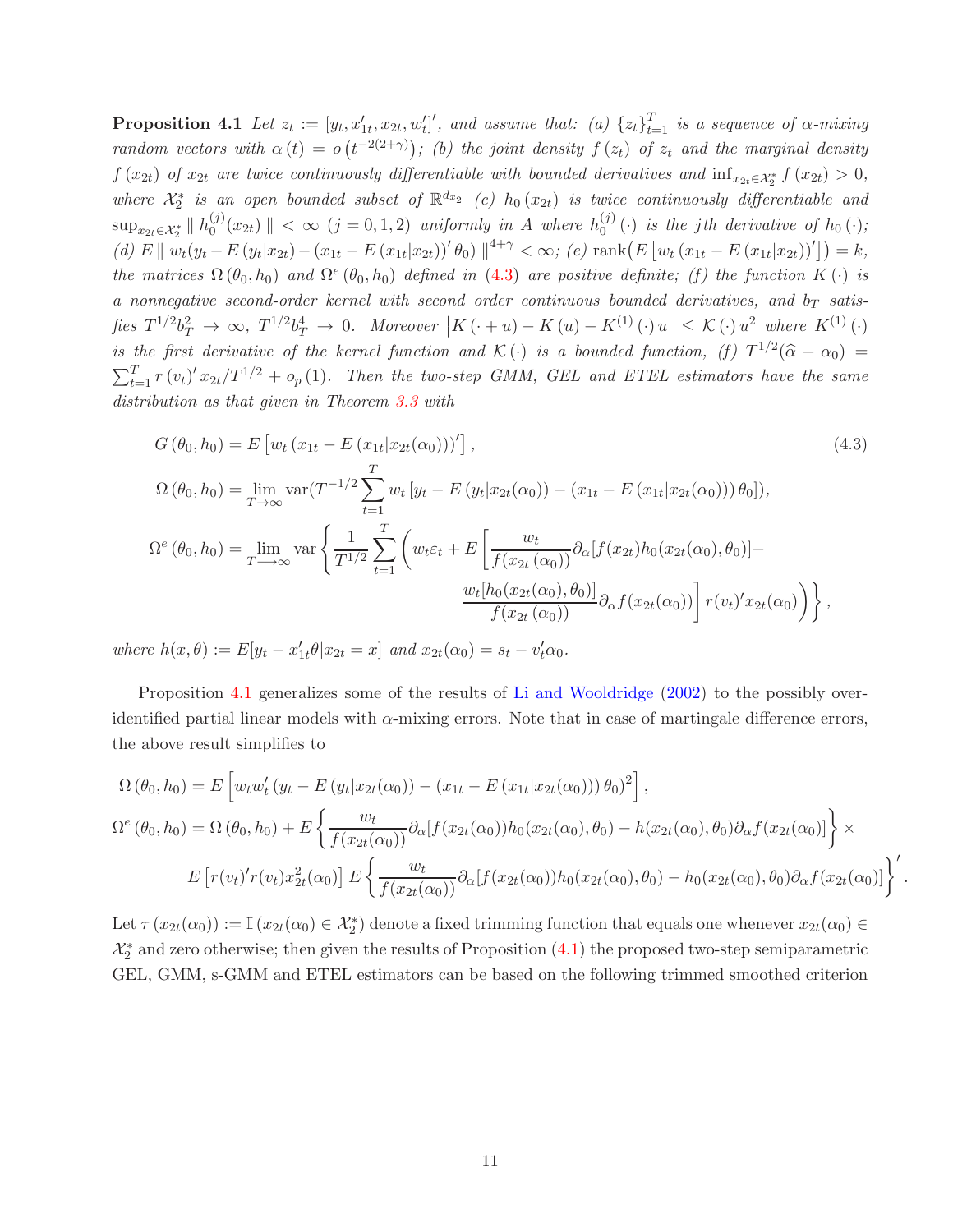**Proposition 4.1** *Let $z_t := [y_t, x_{1t}', x_{2t}, w_t']'$, and assume that: (a) $\{z_t\}_{t=1}^T$ is a sequence of $\alpha$-mixing random vectors with $\alpha(t) = o\left(t^{-2(2+\gamma)}\right)$; (b) the joint density $f(z_t)$ of $z_t$ and the marginal density $f(x_{2t})$ of $x_{2t}$ are twice continuously differentiable with bounded derivatives and $\inf_{x_{2t} \in \mathcal{X}_2^*} f(x_{2t}) > 0$, where $\mathcal{X}_2^*$ is an open bounded subset of $\mathbb{R}^{d_{x_2}}$ (c) $h_0(x_{2t})$ is twice continuously differentiable and $\sup_{x_{2t} \in \mathcal{X}_2^*} \| h_0^{(j)}(x_{2t}) \| < \infty$ $(j = 0, 1, 2)$ uniformly in $A$ where $h_0^{(j)}(\cdot)$ is the $j$th derivative of $h_0(\cdot)$; (d) $E \| w_t(y_t - E(y_t|x_{2t}) - (x_{1t} - E(x_{1t}|x_{2t}))' \theta_0) \|^{4+\gamma} < \infty$; (e) $\operatorname{rank}\left(E\left[w_t(x_{1t} - E(x_{1t}|x_{2t}))'\right]\right) = k$, the matrices $\Omega(\theta_0, h_0)$ and $\Omega^e(\theta_0, h_0)$ defined in (4.3) are positive definite; (f) the function $K(\cdot)$ is a nonnegative second-order kernel with second order continuous bounded derivatives, and $b_T$ satisfies $T^{1/2} b_T^2 \to \infty$, $T^{1/2} b_T^4 \to 0$. Moreover $\left|K(\cdot + u) - K(u) - K^{(1)}(\cdot) u\right| \leq \mathcal{K}(\cdot) u^2$ where $K^{(1)}(\cdot)$ is the first derivative of the kernel function and $\mathcal{K}(\cdot)$ is a bounded function, (f) $T^{1/2}(\widehat{\alpha} - \alpha_0) = \sum_{t=1}^T r(v_t)' x_{2t} / T^{1/2} + o_p(1)$. Then the two-step GMM, GEL and ETEL estimators have the same distribution as that given in Theorem 3.3 with*

$$
\begin{aligned}
G(\theta_0, h_0) &= E\left[w_t\left(x_{1t} - E\left(x_{1t}|x_{2t}(\alpha_0)\right)\right)'\right], \\
\Omega(\theta_0, h_0) &= \lim_{T \to \infty} \operatorname{var}(T^{-1/2} \sum_{t=1}^T w_t \left[y_t - E\left(y_t|x_{2t}(\alpha_0)\right) - \left(x_{1t} - E\left(x_{1t}|x_{2t}(\alpha_0)\right)\right) \theta_0\right]), \\
\Omega^e(\theta_0, h_0) &= \lim_{T \longrightarrow \infty} \operatorname{var}\left\{ \frac{1}{T^{1/2}} \sum_{t=1}^T \left( w_t \varepsilon_t + E\left[ \frac{w_t}{f(x_{2t}(\alpha_0))} \partial_\alpha [f(x_{2t}) h_0(x_{2t}(\alpha_0), \theta_0)] - \right.\right.\right. \\
&\qquad \left.\left.\left. \frac{w_t [h_0(x_{2t}(\alpha_0), \theta_0)]}{f(x_{2t}(\alpha_0))} \partial_\alpha f(x_{2t}(\alpha_0)) \right] r(v_t)' x_{2t}(\alpha_0) \right) \right\},
\end{aligned} \tag{4.3}
$$

where $h(x, \theta) := E[y_t - x_{1t}' \theta | x_{2t} = x]$ and $x_{2t}(\alpha_0) = s_t - v_t' \alpha_0$.

Proposition 4.1 generalizes some of the results of Li and Wooldridge (2002) to the possibly over-identified partial linear models with $\alpha$-mixing errors. Note that in case of martingale difference errors, the above result simplifies to

$$
\begin{aligned}
\Omega(\theta_0, h_0) &= E\left[ w_t w_t' \left( y_t - E\left(y_t|x_{2t}(\alpha_0)\right) - \left(x_{1t} - E\left(x_{1t}|x_{2t}(\alpha_0)\right)\right) \theta_0 \right)^2 \right], \\
\Omega^e(\theta_0, h_0) &= \Omega(\theta_0, h_0) + E\left\{ \frac{w_t}{f(x_{2t}(\alpha_0))} \partial_\alpha [f(x_{2t}(\alpha_0)) h_0(x_{2t}(\alpha_0), \theta_0) - h(x_{2t}(\alpha_0), \theta_0) \partial_\alpha f(x_{2t}(\alpha_0)] \right\} \times \\
&\qquad E\left[r(v_t)' r(v_t) x_{2t}^2(\alpha_0)\right] E\left\{ \frac{w_t}{f(x_{2t}(\alpha_0))} \partial_\alpha [f(x_{2t}(\alpha_0)) h_0(x_{2t}(\alpha_0), \theta_0) - h_0(x_{2t}(\alpha_0), \theta_0) \partial_\alpha f(x_{2t}(\alpha_0)] \right\}'.
\end{aligned}
$$

Let $\tau(x_{2t}(\alpha_0)) := \mathbb{I}(x_{2t}(\alpha_0) \in \mathcal{X}_2^*)$ denote a fixed trimming function that equals one whenever $x_{2t}(\alpha_0) \in \mathcal{X}_2^*$ and zero otherwise; then given the results of Proposition (4.1) the proposed two-step semiparametric GEL, GMM, s-GMM and ETEL estimators can be based on the following trimmed smoothed criterion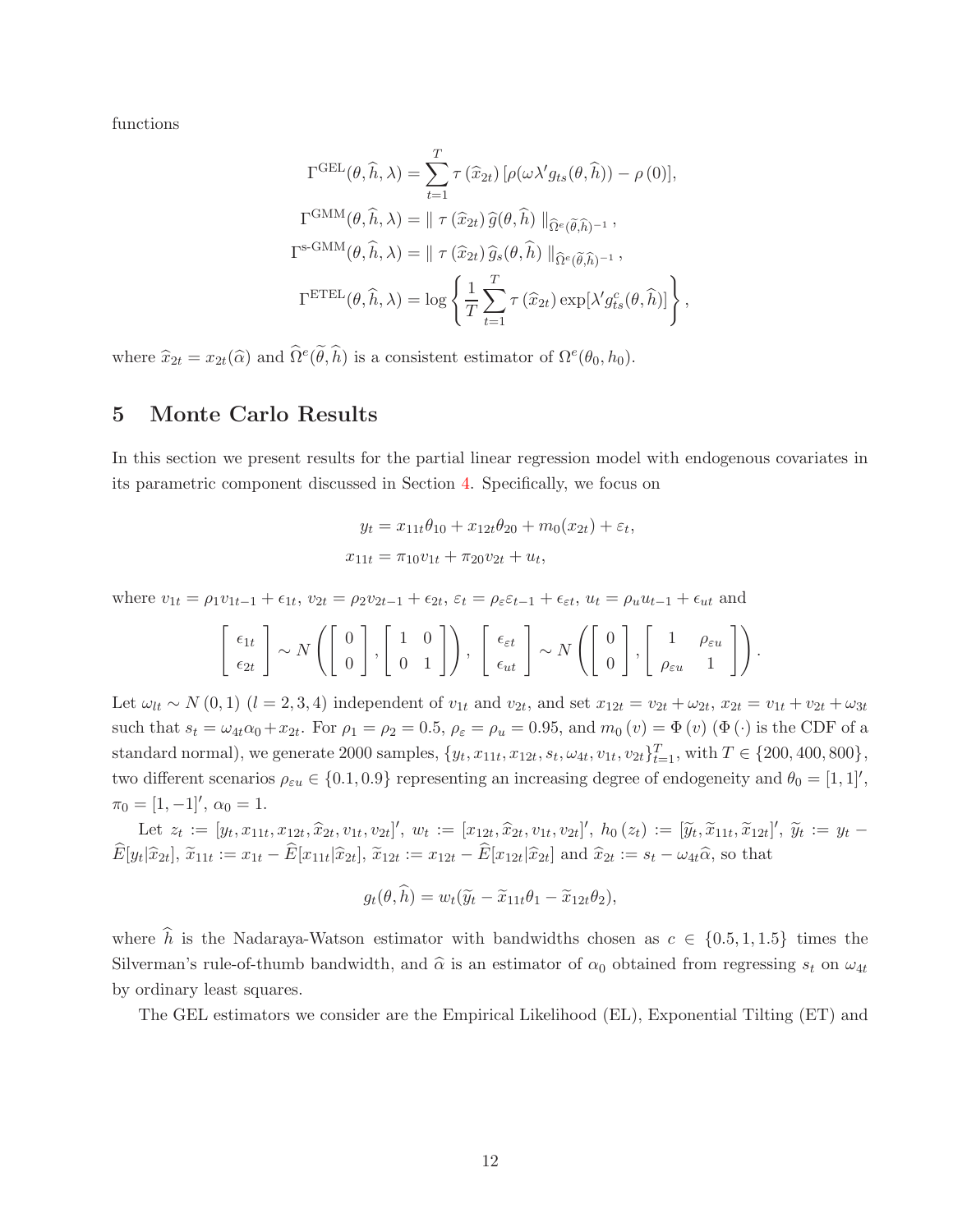functions

$$
\Gamma^{\text{GEL}}(\theta, \widehat{h}, \lambda) = \sum_{t=1}^{T} \tau\left(\widehat{x}_{2t}\right)[\rho(\omega\lambda' g_{ts}(\theta, \widehat{h})) - \rho\left(0\right)],
$$

$$
\Gamma^{\text{GMM}}(\theta, \widehat{h}, \lambda) = \parallel \tau\left(\widehat{x}_{2t}\right) \widehat{g}(\theta, \widehat{h}) \parallel_{\widehat{\Omega}^{e}(\widetilde{\theta}, \widehat{h})^{-1}},
$$

$$
\Gamma^{\text{s-GMM}}(\theta, \widehat{h}, \lambda) = \parallel \tau\left(\widehat{x}_{2t}\right) \widehat{g}_{s}(\theta, \widehat{h}) \parallel_{\widehat{\Omega}^{e}(\widetilde{\theta}, \widehat{h})^{-1}},
$$

$$
\Gamma^{\text{ETEL}}(\theta, \widehat{h}, \lambda) = \log\left\{\frac{1}{T}\sum_{t=1}^{T} \tau\left(\widehat{x}_{2t}\right) \exp[\lambda' g_{ts}^{c}(\theta, \widehat{h})]\right\},
$$

where $\widehat{x}_{2t} = x_{2t}(\widehat{\alpha})$ and $\widehat{\Omega}^{e}(\widetilde{\theta}, \widehat{h})$ is a consistent estimator of $\Omega^{e}(\theta_0, h_0)$.

## 5 Monte Carlo Results

In this section we present results for the partial linear regression model with endogenous covariates in its parametric component discussed in Section 4. Specifically, we focus on

$$
y_t = x_{11t}\theta_{10} + x_{12t}\theta_{20} + m_0(x_{2t}) + \varepsilon_t,
$$

$$
x_{11t} = \pi_{10}v_{1t} + \pi_{20}v_{2t} + u_t,
$$

where $v_{1t} = \rho_1 v_{1t-1} + \epsilon_{1t}$, $v_{2t} = \rho_2 v_{2t-1} + \epsilon_{2t}$, $\varepsilon_t = \rho_\varepsilon \varepsilon_{t-1} + \epsilon_{\varepsilon t}$, $u_t = \rho_u u_{t-1} + \epsilon_{ut}$ and

$$
\begin{bmatrix} \epsilon_{1t} \\ \epsilon_{2t} \end{bmatrix} \sim N\left( \begin{bmatrix} 0 \\ 0 \end{bmatrix}, \begin{bmatrix} 1 & 0 \\ 0 & 1 \end{bmatrix} \right), \quad \begin{bmatrix} \epsilon_{\varepsilon t} \\ \epsilon_{ut} \end{bmatrix} \sim N\left( \begin{bmatrix} 0 \\ 0 \end{bmatrix}, \begin{bmatrix} 1 & \rho_{\varepsilon u} \\ \rho_{\varepsilon u} & 1 \end{bmatrix} \right).
$$

Let $\omega_{lt} \sim N(0,1)$ $(l = 2,3,4)$ independent of $v_{1t}$ and $v_{2t}$, and set $x_{12t} = v_{2t} + \omega_{2t}$, $x_{2t} = v_{1t} + v_{2t} + \omega_{3t}$ such that $s_t = \omega_{4t}\alpha_0 + x_{2t}$. For $\rho_1 = \rho_2 = 0.5$, $\rho_\varepsilon = \rho_u = 0.95$, and $m_0(v) = \Phi(v)$ ($\Phi(\cdot)$ is the CDF of a standard normal), we generate 2000 samples, $\{y_t, x_{11t}, x_{12t}, s_t, \omega_{4t}, v_{1t}, v_{2t}\}_{t=1}^{T}$, with $T \in \{200, 400, 800\}$, two different scenarios $\rho_{\varepsilon u} \in \{0.1, 0.9\}$ representing an increasing degree of endogeneity and $\theta_0 = [1,1]'$, $\pi_0 = [1,-1]'$, $\alpha_0 = 1$.

Let $z_t := [y_t, x_{11t}, x_{12t}, \widehat{x}_{2t}, v_{1t}, v_{2t}]'$, $w_t := [x_{12t}, \widehat{x}_{2t}, v_{1t}, v_{2t}]'$, $h_0(z_t) := [\widetilde{y}_t, \widetilde{x}_{11t}, \widetilde{x}_{12t}]'$, $\widetilde{y}_t := y_t - \widehat{E}[y_t|\widehat{x}_{2t}]$, $\widetilde{x}_{11t} := x_{1t} - \widehat{E}[x_{11t}|\widehat{x}_{2t}]$, $\widetilde{x}_{12t} := x_{12t} - \widehat{E}[x_{12t}|\widehat{x}_{2t}]$ and $\widehat{x}_{2t} := s_t - \omega_{4t}\widehat{\alpha}$, so that

$$
g_t(\theta, \widehat{h}) = w_t(\widetilde{y}_t - \widetilde{x}_{11t}\theta_1 - \widetilde{x}_{12t}\theta_2),
$$

where $\widehat{h}$ is the Nadaraya-Watson estimator with bandwidths chosen as $c \in \{0.5, 1, 1.5\}$ times the Silverman's rule-of-thumb bandwidth, and $\widehat{\alpha}$ is an estimator of $\alpha_0$ obtained from regressing $s_t$ on $\omega_{4t}$ by ordinary least squares.

The GEL estimators we consider are the Empirical Likelihood (EL), Exponential Tilting (ET) and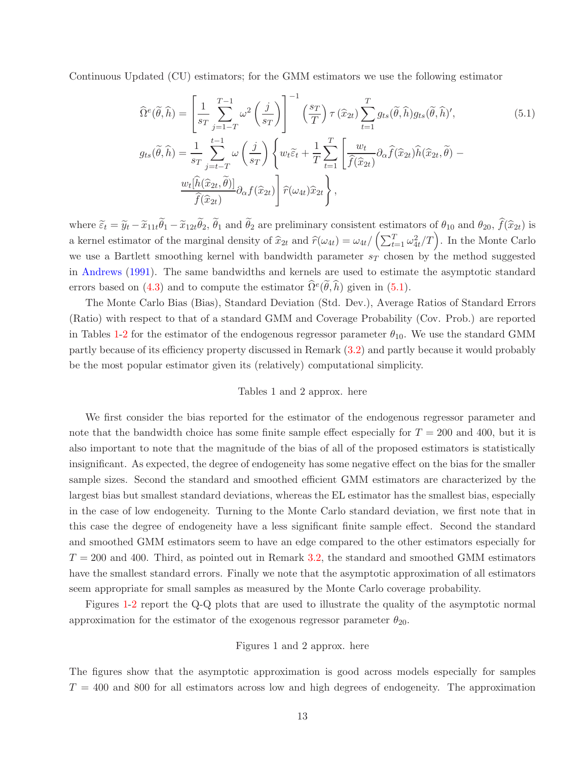Continuous Updated (CU) estimators; for the GMM estimators we use the following estimator

$$\widehat{\Omega}^e(\widetilde{\theta},\widehat{h}) = \left[\frac{1}{s_T}\sum_{j=1-T}^{T-1}\omega^2\left(\frac{j}{s_T}\right)\right]^{-1}\left(\frac{s_T}{T}\right)\tau\left(\widehat{x}_{2t}\right)\sum_{t=1}^{T}g_{ts}(\widetilde{\theta},\widehat{h})g_{ts}(\widetilde{\theta},\widehat{h})', \tag{5.1}$$

$$g_{ts}(\widetilde{\theta},\widehat{h}) = \frac{1}{s_T}\sum_{j=t-T}^{t-1}\omega\left(\frac{j}{s_T}\right)\Bigg\{w_t\widetilde{\varepsilon}_t + \frac{1}{T}\sum_{t=1}^{T}\Bigg[\frac{w_t}{\widehat{f}(\widehat{x}_{2t})}\partial_\alpha\widehat{f}(\widehat{x}_{2t})\widehat{h}(\widehat{x}_{2t},\widetilde{\theta}) - \frac{w_t[\widehat{h}(\widehat{x}_{2t},\widetilde{\theta})]}{\widehat{f}(\widehat{x}_{2t})}\partial_\alpha f(\widehat{x}_{2t})\Bigg]\widehat{r}(\omega_{4t})\widehat{x}_{2t}\Bigg\},$$

where $\widetilde{\varepsilon}_t = \widetilde{y}_t - \widetilde{x}_{11t}\widetilde{\theta}_1 - \widetilde{x}_{12t}\widetilde{\theta}_2$, $\widetilde{\theta}_1$ and $\widetilde{\theta}_2$ are preliminary consistent estimators of $\theta_{10}$ and $\theta_{20}$, $\widehat{f}(\widehat{x}_{2t})$ is a kernel estimator of the marginal density of $\widehat{x}_{2t}$ and $\widehat{r}(\omega_{4t}) = \omega_{4t}/\left(\sum_{t=1}^{T}\omega_{4t}^2/T\right)$. In the Monte Carlo we use a Bartlett smoothing kernel with bandwidth parameter $s_T$ chosen by the method suggested in Andrews (1991). The same bandwidths and kernels are used to estimate the asymptotic standard errors based on (4.3) and to compute the estimator $\widehat{\Omega}^e(\widetilde{\theta},\widehat{h})$ given in (5.1).

The Monte Carlo Bias (Bias), Standard Deviation (Std. Dev.), Average Ratios of Standard Errors (Ratio) with respect to that of a standard GMM and Coverage Probability (Cov. Prob.) are reported in Tables 1-2 for the estimator of the endogenous regressor parameter $\theta_{10}$. We use the standard GMM partly because of its efficiency property discussed in Remark (3.2) and partly because it would probably be the most popular estimator given its (relatively) computational simplicity.

Tables 1 and 2 approx. here

We first consider the bias reported for the estimator of the endogenous regressor parameter and note that the bandwidth choice has some finite sample effect especially for $T = 200$ and 400, but it is also important to note that the magnitude of the bias of all of the proposed estimators is statistically insignificant. As expected, the degree of endogeneity has some negative effect on the bias for the smaller sample sizes. Second the standard and smoothed efficient GMM estimators are characterized by the largest bias but smallest standard deviations, whereas the EL estimator has the smallest bias, especially in the case of low endogeneity. Turning to the Monte Carlo standard deviation, we first note that in this case the degree of endogeneity have a less significant finite sample effect. Second the standard and smoothed GMM estimators seem to have an edge compared to the other estimators especially for $T = 200$ and 400. Third, as pointed out in Remark 3.2, the standard and smoothed GMM estimators have the smallest standard errors. Finally we note that the asymptotic approximation of all estimators seem appropriate for small samples as measured by the Monte Carlo coverage probability.

Figures 1-2 report the Q-Q plots that are used to illustrate the quality of the asymptotic normal approximation for the estimator of the exogenous regressor parameter $\theta_{20}$.

Figures 1 and 2 approx. here

The figures show that the asymptotic approximation is good across models especially for samples $T = 400$ and 800 for all estimators across low and high degrees of endogeneity. The approximation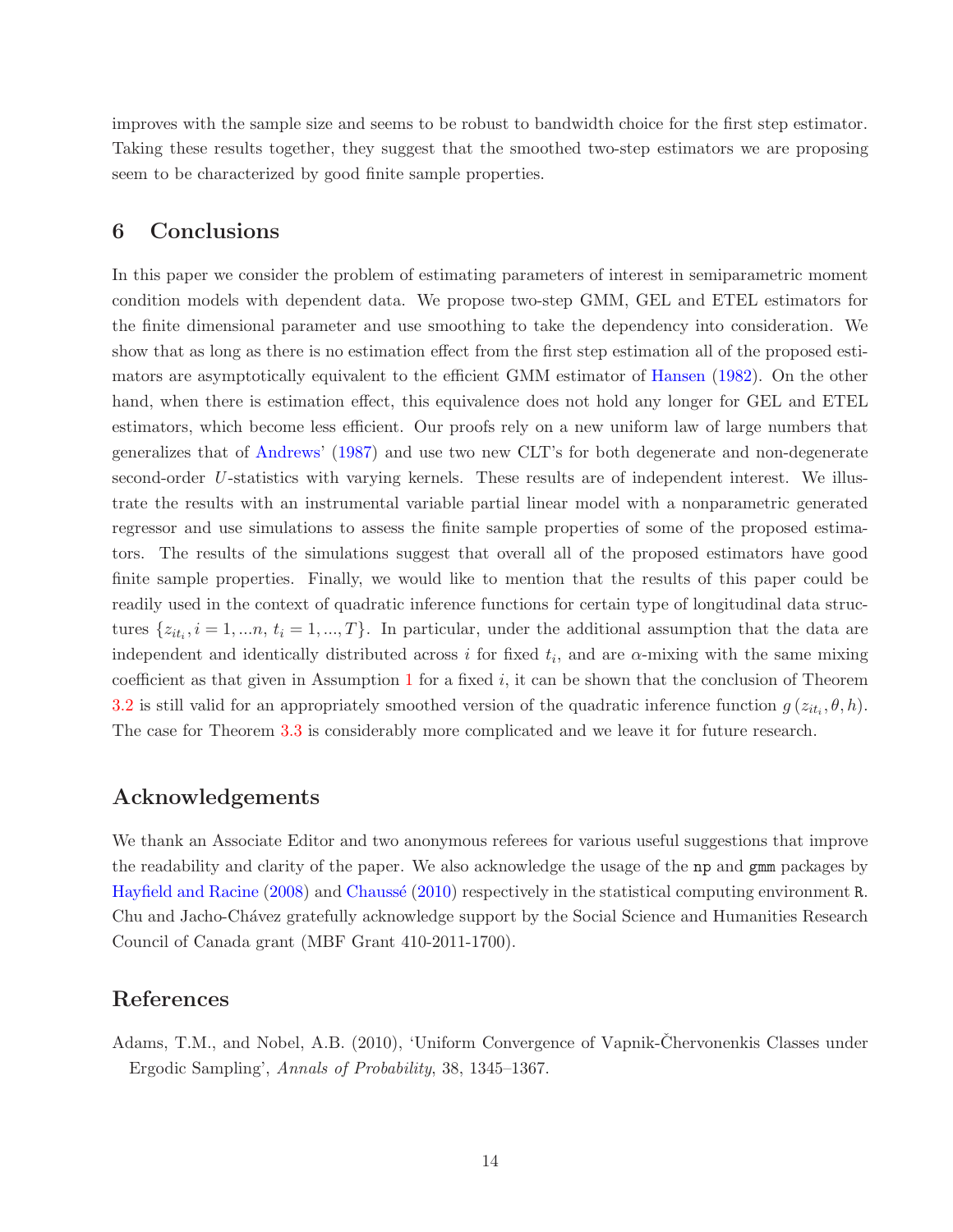improves with the sample size and seems to be robust to bandwidth choice for the first step estimator. Taking these results together, they suggest that the smoothed two-step estimators we are proposing seem to be characterized by good finite sample properties.

## 6 Conclusions

In this paper we consider the problem of estimating parameters of interest in semiparametric moment condition models with dependent data. We propose two-step GMM, GEL and ETEL estimators for the finite dimensional parameter and use smoothing to take the dependency into consideration. We show that as long as there is no estimation effect from the first step estimation all of the proposed estimators are asymptotically equivalent to the efficient GMM estimator of Hansen (1982). On the other hand, when there is estimation effect, this equivalence does not hold any longer for GEL and ETEL estimators, which become less efficient. Our proofs rely on a new uniform law of large numbers that generalizes that of Andrews' (1987) and use two new CLT's for both degenerate and non-degenerate second-order $U$-statistics with varying kernels. These results are of independent interest. We illustrate the results with an instrumental variable partial linear model with a nonparametric generated regressor and use simulations to assess the finite sample properties of some of the proposed estimators. The results of the simulations suggest that overall all of the proposed estimators have good finite sample properties. Finally, we would like to mention that the results of this paper could be readily used in the context of quadratic inference functions for certain type of longitudinal data structures $\{z_{it_i}, i = 1, ...n, \, t_i = 1, ..., T\}$. In particular, under the additional assumption that the data are independent and identically distributed across $i$ for fixed $t_i$, and are $\alpha$-mixing with the same mixing coefficient as that given in Assumption 1 for a fixed $i$, it can be shown that the conclusion of Theorem 3.2 is still valid for an appropriately smoothed version of the quadratic inference function $g\left(z_{it_i}, \theta, h\right)$. The case for Theorem 3.3 is considerably more complicated and we leave it for future research.

## Acknowledgements

We thank an Associate Editor and two anonymous referees for various useful suggestions that improve the readability and clarity of the paper. We also acknowledge the usage of the `np` and `gmm` packages by Hayfield and Racine (2008) and Chaussé (2010) respectively in the statistical computing environment `R`. Chu and Jacho-Chávez gratefully acknowledge support by the Social Science and Humanities Research Council of Canada grant (MBF Grant 410-2011-1700).

## References

Adams, T.M., and Nobel, A.B. (2010), 'Uniform Convergence of Vapnik-Čhervonenkis Classes under Ergodic Sampling', *Annals of Probability*, 38, 1345–1367.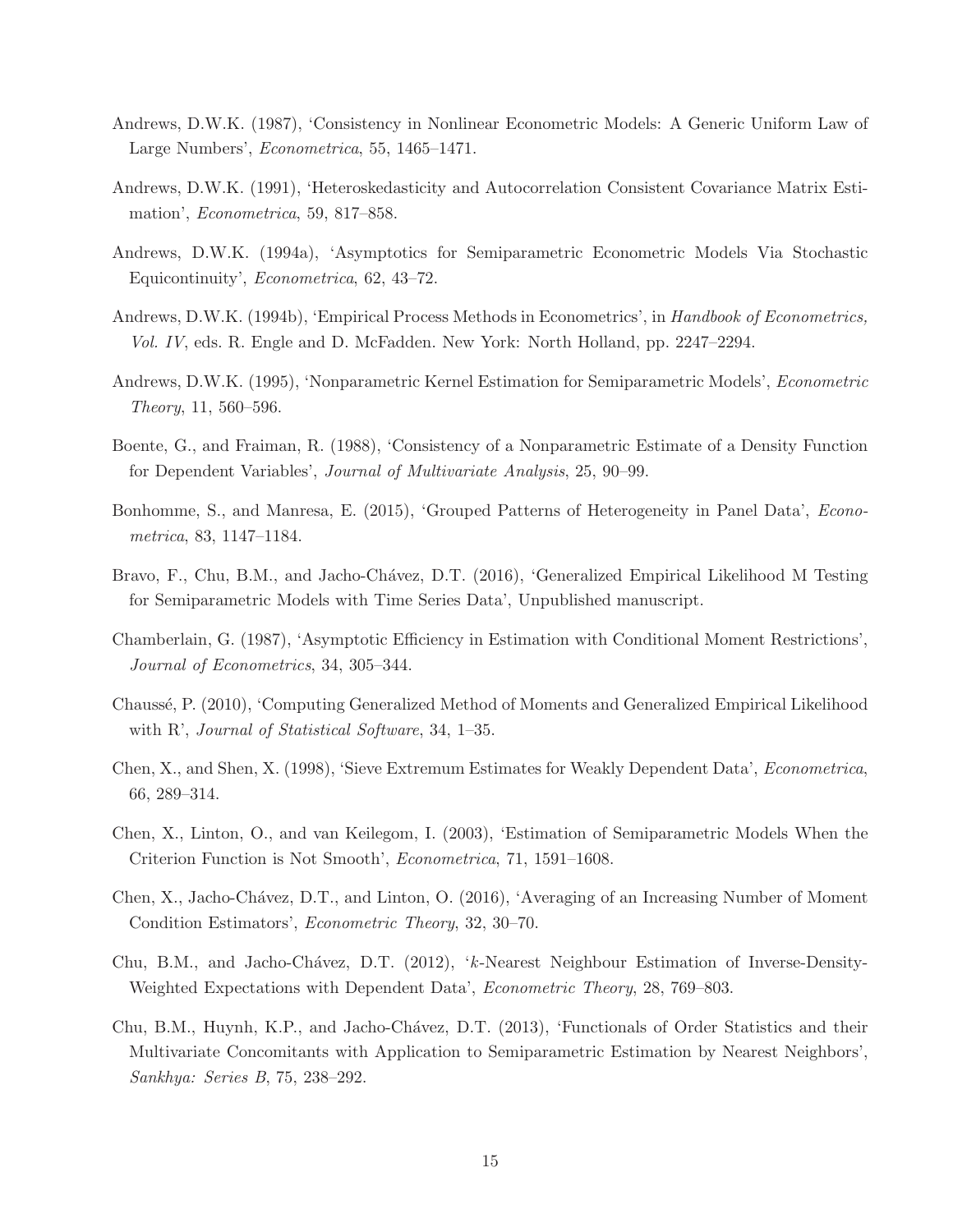Andrews, D.W.K. (1987), 'Consistency in Nonlinear Econometric Models: A Generic Uniform Law of Large Numbers', *Econometrica*, 55, 1465–1471.

Andrews, D.W.K. (1991), 'Heteroskedasticity and Autocorrelation Consistent Covariance Matrix Estimation', *Econometrica*, 59, 817–858.

Andrews, D.W.K. (1994a), 'Asymptotics for Semiparametric Econometric Models Via Stochastic Equicontinuity', *Econometrica*, 62, 43–72.

Andrews, D.W.K. (1994b), 'Empirical Process Methods in Econometrics', in *Handbook of Econometrics, Vol. IV*, eds. R. Engle and D. McFadden. New York: North Holland, pp. 2247–2294.

Andrews, D.W.K. (1995), 'Nonparametric Kernel Estimation for Semiparametric Models', *Econometric Theory*, 11, 560–596.

Boente, G., and Fraiman, R. (1988), 'Consistency of a Nonparametric Estimate of a Density Function for Dependent Variables', *Journal of Multivariate Analysis*, 25, 90–99.

Bonhomme, S., and Manresa, E. (2015), 'Grouped Patterns of Heterogeneity in Panel Data', *Econometrica*, 83, 1147–1184.

Bravo, F., Chu, B.M., and Jacho-Chávez, D.T. (2016), 'Generalized Empirical Likelihood M Testing for Semiparametric Models with Time Series Data', Unpublished manuscript.

Chamberlain, G. (1987), 'Asymptotic Efficiency in Estimation with Conditional Moment Restrictions', *Journal of Econometrics*, 34, 305–344.

Chaussé, P. (2010), 'Computing Generalized Method of Moments and Generalized Empirical Likelihood with R', *Journal of Statistical Software*, 34, 1–35.

Chen, X., and Shen, X. (1998), 'Sieve Extremum Estimates for Weakly Dependent Data', *Econometrica*, 66, 289–314.

Chen, X., Linton, O., and van Keilegom, I. (2003), 'Estimation of Semiparametric Models When the Criterion Function is Not Smooth', *Econometrica*, 71, 1591–1608.

Chen, X., Jacho-Chávez, D.T., and Linton, O. (2016), 'Averaging of an Increasing Number of Moment Condition Estimators', *Econometric Theory*, 32, 30–70.

Chu, B.M., and Jacho-Chávez, D.T. (2012), '$k$-Nearest Neighbour Estimation of Inverse-Density-Weighted Expectations with Dependent Data', *Econometric Theory*, 28, 769–803.

Chu, B.M., Huynh, K.P., and Jacho-Chávez, D.T. (2013), 'Functionals of Order Statistics and their Multivariate Concomitants with Application to Semiparametric Estimation by Nearest Neighbors', *Sankhya: Series B*, 75, 238–292.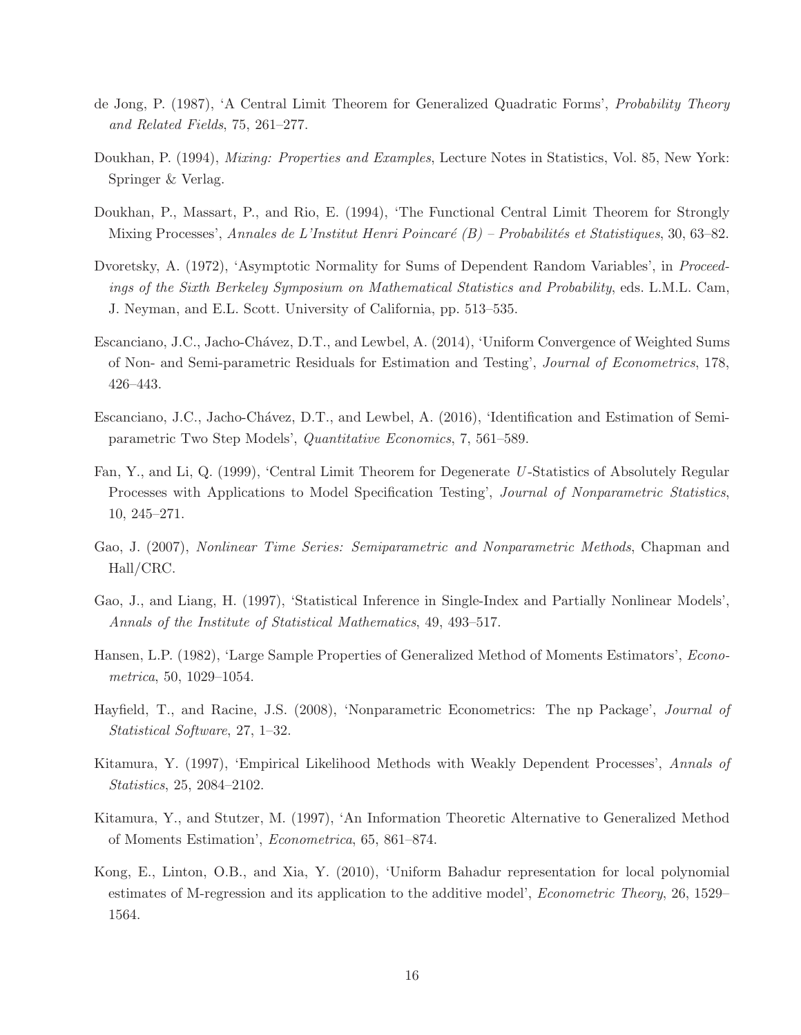de Jong, P. (1987), 'A Central Limit Theorem for Generalized Quadratic Forms', *Probability Theory and Related Fields*, 75, 261–277.

Doukhan, P. (1994), *Mixing: Properties and Examples*, Lecture Notes in Statistics, Vol. 85, New York: Springer & Verlag.

Doukhan, P., Massart, P., and Rio, E. (1994), 'The Functional Central Limit Theorem for Strongly Mixing Processes', *Annales de L'Institut Henri Poincaré (B) – Probabilités et Statistiques*, 30, 63–82.

Dvoretsky, A. (1972), 'Asymptotic Normality for Sums of Dependent Random Variables', in *Proceedings of the Sixth Berkeley Symposium on Mathematical Statistics and Probability*, eds. L.M.L. Cam, J. Neyman, and E.L. Scott. University of California, pp. 513–535.

Escanciano, J.C., Jacho-Chávez, D.T., and Lewbel, A. (2014), 'Uniform Convergence of Weighted Sums of Non- and Semi-parametric Residuals for Estimation and Testing', *Journal of Econometrics*, 178, 426–443.

Escanciano, J.C., Jacho-Chávez, D.T., and Lewbel, A. (2016), 'Identification and Estimation of Semiparametric Two Step Models', *Quantitative Economics*, 7, 561–589.

Fan, Y., and Li, Q. (1999), 'Central Limit Theorem for Degenerate $U$-Statistics of Absolutely Regular Processes with Applications to Model Specification Testing', *Journal of Nonparametric Statistics*, 10, 245–271.

Gao, J. (2007), *Nonlinear Time Series: Semiparametric and Nonparametric Methods*, Chapman and Hall/CRC.

Gao, J., and Liang, H. (1997), 'Statistical Inference in Single-Index and Partially Nonlinear Models', *Annals of the Institute of Statistical Mathematics*, 49, 493–517.

Hansen, L.P. (1982), 'Large Sample Properties of Generalized Method of Moments Estimators', *Econometrica*, 50, 1029–1054.

Hayfield, T., and Racine, J.S. (2008), 'Nonparametric Econometrics: The np Package', *Journal of Statistical Software*, 27, 1–32.

Kitamura, Y. (1997), 'Empirical Likelihood Methods with Weakly Dependent Processes', *Annals of Statistics*, 25, 2084–2102.

Kitamura, Y., and Stutzer, M. (1997), 'An Information Theoretic Alternative to Generalized Method of Moments Estimation', *Econometrica*, 65, 861–874.

Kong, E., Linton, O.B., and Xia, Y. (2010), 'Uniform Bahadur representation for local polynomial estimates of M-regression and its application to the additive model', *Econometric Theory*, 26, 1529–1564.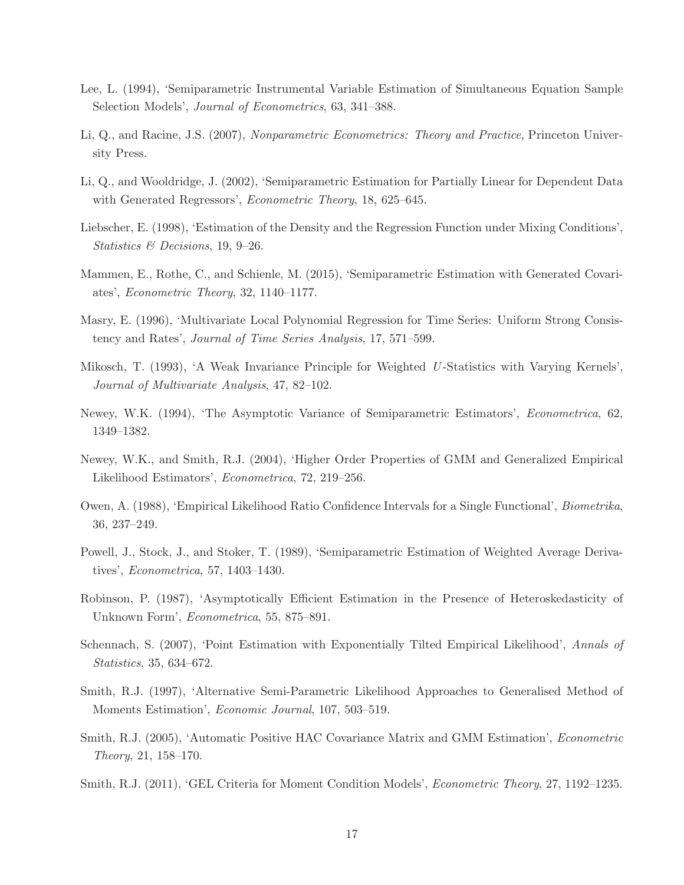Lee, L. (1994), 'Semiparametric Instrumental Variable Estimation of Simultaneous Equation Sample Selection Models', *Journal of Econometrics*, 63, 341–388.

Li, Q., and Racine, J.S. (2007), *Nonparametric Econometrics: Theory and Practice*, Princeton University Press.

Li, Q., and Wooldridge, J. (2002), 'Semiparametric Estimation for Partially Linear for Dependent Data with Generated Regressors', *Econometric Theory*, 18, 625–645.

Liebscher, E. (1998), 'Estimation of the Density and the Regression Function under Mixing Conditions', *Statistics & Decisions*, 19, 9–26.

Mammen, E., Rothe, C., and Schienle, M. (2015), 'Semiparametric Estimation with Generated Covariates', *Econometric Theory*, 32, 1140–1177.

Masry, E. (1996), 'Multivariate Local Polynomial Regression for Time Series: Uniform Strong Consistency and Rates', *Journal of Time Series Analysis*, 17, 571–599.

Mikosch, T. (1993), 'A Weak Invariance Principle for Weighted $U$-Statistics with Varying Kernels', *Journal of Multivariate Analysis*, 47, 82–102.

Newey, W.K. (1994), 'The Asymptotic Variance of Semiparametric Estimators', *Econometrica*, 62, 1349–1382.

Newey, W.K., and Smith, R.J. (2004), 'Higher Order Properties of GMM and Generalized Empirical Likelihood Estimators', *Econometrica*, 72, 219–256.

Owen, A. (1988), 'Empirical Likelihood Ratio Confidence Intervals for a Single Functional', *Biometrika*, 36, 237–249.

Powell, J., Stock, J., and Stoker, T. (1989), 'Semiparametric Estimation of Weighted Average Derivatives', *Econometrica*, 57, 1403–1430.

Robinson, P. (1987), 'Asymptotically Efficient Estimation in the Presence of Heteroskedasticity of Unknown Form', *Econometrica*, 55, 875–891.

Schennach, S. (2007), 'Point Estimation with Exponentially Tilted Empirical Likelihood', *Annals of Statistics*, 35, 634–672.

Smith, R.J. (1997), 'Alternative Semi-Parametric Likelihood Approaches to Generalised Method of Moments Estimation', *Economic Journal*, 107, 503–519.

Smith, R.J. (2005), 'Automatic Positive HAC Covariance Matrix and GMM Estimation', *Econometric Theory*, 21, 158–170.

Smith, R.J. (2011), 'GEL Criteria for Moment Condition Models', *Econometric Theory*, 27, 1192–1235.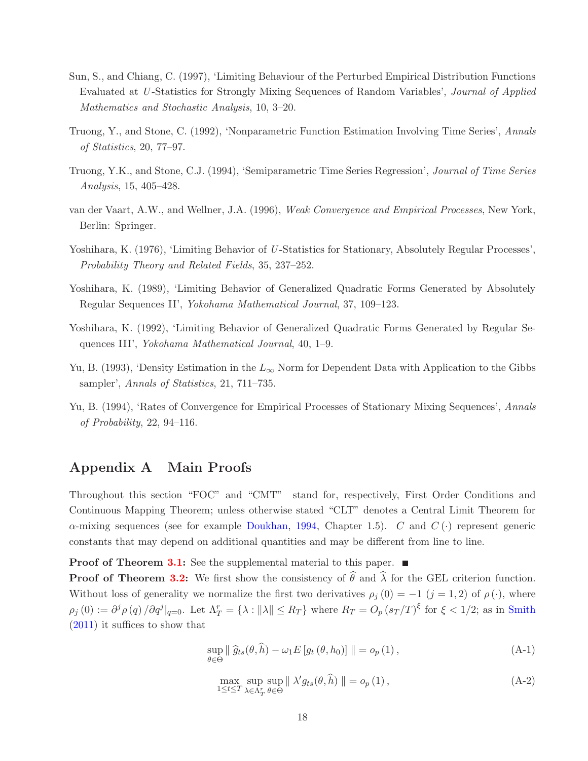Sun, S., and Chiang, C. (1997), 'Limiting Behaviour of the Perturbed Empirical Distribution Functions Evaluated at $U$-Statistics for Strongly Mixing Sequences of Random Variables', *Journal of Applied Mathematics and Stochastic Analysis*, 10, 3–20.

Truong, Y., and Stone, C. (1992), 'Nonparametric Function Estimation Involving Time Series', *Annals of Statistics*, 20, 77–97.

Truong, Y.K., and Stone, C.J. (1994), 'Semiparametric Time Series Regression', *Journal of Time Series Analysis*, 15, 405–428.

van der Vaart, A.W., and Wellner, J.A. (1996), *Weak Convergence and Empirical Processes*, New York, Berlin: Springer.

Yoshihara, K. (1976), 'Limiting Behavior of $U$-Statistics for Stationary, Absolutely Regular Processes', *Probability Theory and Related Fields*, 35, 237–252.

Yoshihara, K. (1989), 'Limiting Behavior of Generalized Quadratic Forms Generated by Absolutely Regular Sequences II', *Yokohama Mathematical Journal*, 37, 109–123.

Yoshihara, K. (1992), 'Limiting Behavior of Generalized Quadratic Forms Generated by Regular Sequences III', *Yokohama Mathematical Journal*, 40, 1–9.

Yu, B. (1993), 'Density Estimation in the $L_\infty$ Norm for Dependent Data with Application to the Gibbs sampler', *Annals of Statistics*, 21, 711–735.

Yu, B. (1994), 'Rates of Convergence for Empirical Processes of Stationary Mixing Sequences', *Annals of Probability*, 22, 94–116.

# Appendix A Main Proofs

Throughout this section "FOC" and "CMT" stand for, respectively, First Order Conditions and Continuous Mapping Theorem; unless otherwise stated "CLT" denotes a Central Limit Theorem for $\alpha$-mixing sequences (see for example Doukhan, 1994, Chapter 1.5). $C$ and $C(\cdot)$ represent generic constants that may depend on additional quantities and may be different from line to line.

**Proof of Theorem 3.1:** See the supplemental material to this paper. ■

**Proof of Theorem 3.2:** We first show the consistency of $\widehat{\theta}$ and $\widehat{\lambda}$ for the GEL criterion function. Without loss of generality we normalize the first two derivatives $\rho_j(0) = -1$ $(j = 1, 2)$ of $\rho(\cdot)$, where $\rho_j(0) := \partial^j \rho(q) / \partial q^j|_{q=0}$. Let $\Lambda_T^r = \{\lambda : \|\lambda\| \leq R_T\}$ where $R_T = O_p(s_T/T)^\xi$ for $\xi < 1/2$; as in Smith (2011) it suffices to show that

$$\sup_{\theta \in \Theta} \| \, \widehat{g}_{ts}(\theta, \widehat{h}) - \omega_1 E\left[g_t(\theta, h_0)\right] \| = o_p(1), \tag{A-1}$$

$$\max_{1 \leq t \leq T} \sup_{\lambda \in \Lambda_T^r} \sup_{\theta \in \Theta} \| \, \lambda' g_{ts}(\theta, \widehat{h}) \, \| = o_p(1), \tag{A-2}$$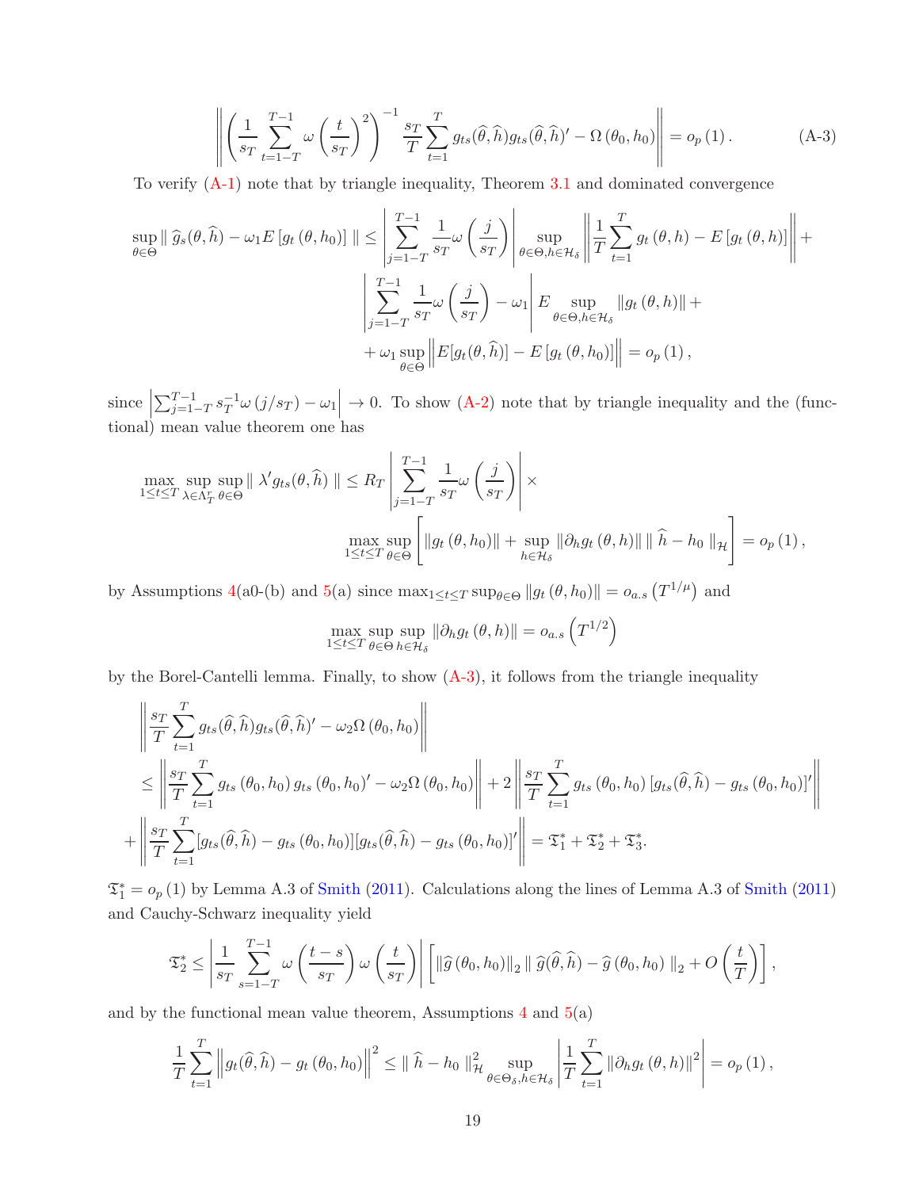$$\left\| \left( \frac{1}{s_T} \sum_{t=1-T}^{T-1} \omega \left( \frac{t}{s_T} \right)^2 \right)^{-1} \frac{s_T}{T} \sum_{t=1}^{T} g_{ts}(\widehat{\theta}, \widehat{h}) g_{ts}(\widehat{\theta}, \widehat{h})' - \Omega\left(\theta_0, h_0\right) \right\| = o_p\left(1\right). \tag{A-3}$$

To verify (A-1) note that by triangle inequality, Theorem 3.1 and dominated convergence

$$\begin{aligned}
\sup_{\theta\in\Theta} \| \, \widehat{g}_s(\theta, \widehat{h}) - \omega_1 E\left[g_t\left(\theta, h_0\right)\right] \| \leq & \left| \sum_{j=1-T}^{T-1} \frac{1}{s_T} \omega\left(\frac{j}{s_T}\right) \right| \sup_{\theta\in\Theta, h\in\mathcal{H}_\delta} \left\| \frac{1}{T}\sum_{t=1}^{T} g_t\left(\theta, h\right) - E\left[g_t\left(\theta, h\right)\right] \right\| + \\
& \left| \sum_{j=1-T}^{T-1} \frac{1}{s_T} \omega\left(\frac{j}{s_T}\right) - \omega_1 \right| E \sup_{\theta\in\Theta, h\in\mathcal{H}_\delta} \| g_t\left(\theta, h\right) \| + \\
& + \omega_1 \sup_{\theta\in\Theta} \left\| E[g_t(\theta, \widehat{h})] - E\left[g_t\left(\theta, h_0\right)\right] \right\| = o_p\left(1\right),
\end{aligned}$$

since $\left|\sum_{j=1-T}^{T-1} s_T^{-1}\omega\left(j/s_T\right) - \omega_1\right| \to 0$. To show (A-2) note that by triangle inequality and the (functional) mean value theorem one has

$$\begin{aligned}
\max_{1\leq t\leq T} \sup_{\lambda\in\Lambda_T^r} \sup_{\theta\in\Theta} \| \, \lambda' g_{ts}(\theta, \widehat{h}) \, \| \leq R_T & \left| \sum_{j=1-T}^{T-1} \frac{1}{s_T} \omega\left(\frac{j}{s_T}\right) \right| \times \\
& \max_{1\leq t\leq T} \sup_{\theta\in\Theta} \left[ \| g_t\left(\theta, h_0\right) \| + \sup_{h\in\mathcal{H}_\delta} \| \partial_h g_t\left(\theta, h\right) \| \, \| \, \widehat{h} - h_0 \, \|_{\mathcal{H}} \right] = o_p\left(1\right),
\end{aligned}$$

by Assumptions 4(a0-(b) and 5(a) since $\max_{1\leq t\leq T} \sup_{\theta\in\Theta} \| g_t\left(\theta, h_0\right) \| = o_{a.s}\left(T^{1/\mu}\right)$ and

$$\max_{1\leq t\leq T} \sup_{\theta\in\Theta} \sup_{h\in\mathcal{H}_\delta} \| \partial_h g_t\left(\theta, h\right) \| = o_{a.s}\left(T^{1/2}\right)$$

by the Borel-Cantelli lemma. Finally, to show (A-3), it follows from the triangle inequality

$$\begin{aligned}
& \left\| \frac{s_T}{T} \sum_{t=1}^{T} g_{ts}(\widehat{\theta}, \widehat{h}) g_{ts}(\widehat{\theta}, \widehat{h})' - \omega_2 \Omega\left(\theta_0, h_0\right) \right\| \\
& \leq \left\| \frac{s_T}{T} \sum_{t=1}^{T} g_{ts}\left(\theta_0, h_0\right) g_{ts}\left(\theta_0, h_0\right)' - \omega_2 \Omega\left(\theta_0, h_0\right) \right\| + 2 \left\| \frac{s_T}{T} \sum_{t=1}^{T} g_{ts}\left(\theta_0, h_0\right) [g_{ts}(\widehat{\theta}, \widehat{h}) - g_{ts}\left(\theta_0, h_0\right)]' \right\| \\
& + \left\| \frac{s_T}{T} \sum_{t=1}^{T} [g_{ts}(\widehat{\theta}, \widehat{h}) - g_{ts}\left(\theta_0, h_0\right)][g_{ts}(\widehat{\theta}, \widehat{h}) - g_{ts}\left(\theta_0, h_0\right)]' \right\| = \mathfrak{T}_1^* + \mathfrak{T}_2^* + \mathfrak{T}_3^*.
\end{aligned}$$

$\mathfrak{T}_1^* = o_p\left(1\right)$ by Lemma A.3 of Smith (2011). Calculations along the lines of Lemma A.3 of Smith (2011) and Cauchy-Schwarz inequality yield

$$\mathfrak{T}_2^* \leq \left| \frac{1}{s_T} \sum_{s=1-T}^{T-1} \omega\left(\frac{t-s}{s_T}\right) \omega\left(\frac{t}{s_T}\right) \right| \left[ \| \widehat{g}\left(\theta_0, h_0\right) \|_2 \, \| \, \widehat{g}(\widehat{\theta}, \widehat{h}) - \widehat{g}\left(\theta_0, h_0\right) \, \|_2 + O\left(\frac{t}{T}\right) \right],$$

and by the functional mean value theorem, Assumptions 4 and 5(a)

$$\frac{1}{T} \sum_{t=1}^{T} \left\| g_t(\widehat{\theta}, \widehat{h}) - g_t\left(\theta_0, h_0\right) \right\|^2 \leq \| \, \widehat{h} - h_0 \, \|_{\mathcal{H}}^2 \sup_{\theta\in\Theta_\delta, h\in\mathcal{H}_\delta} \left| \frac{1}{T} \sum_{t=1}^{T} \| \partial_h g_t\left(\theta, h\right) \|^2 \right| = o_p\left(1\right),$$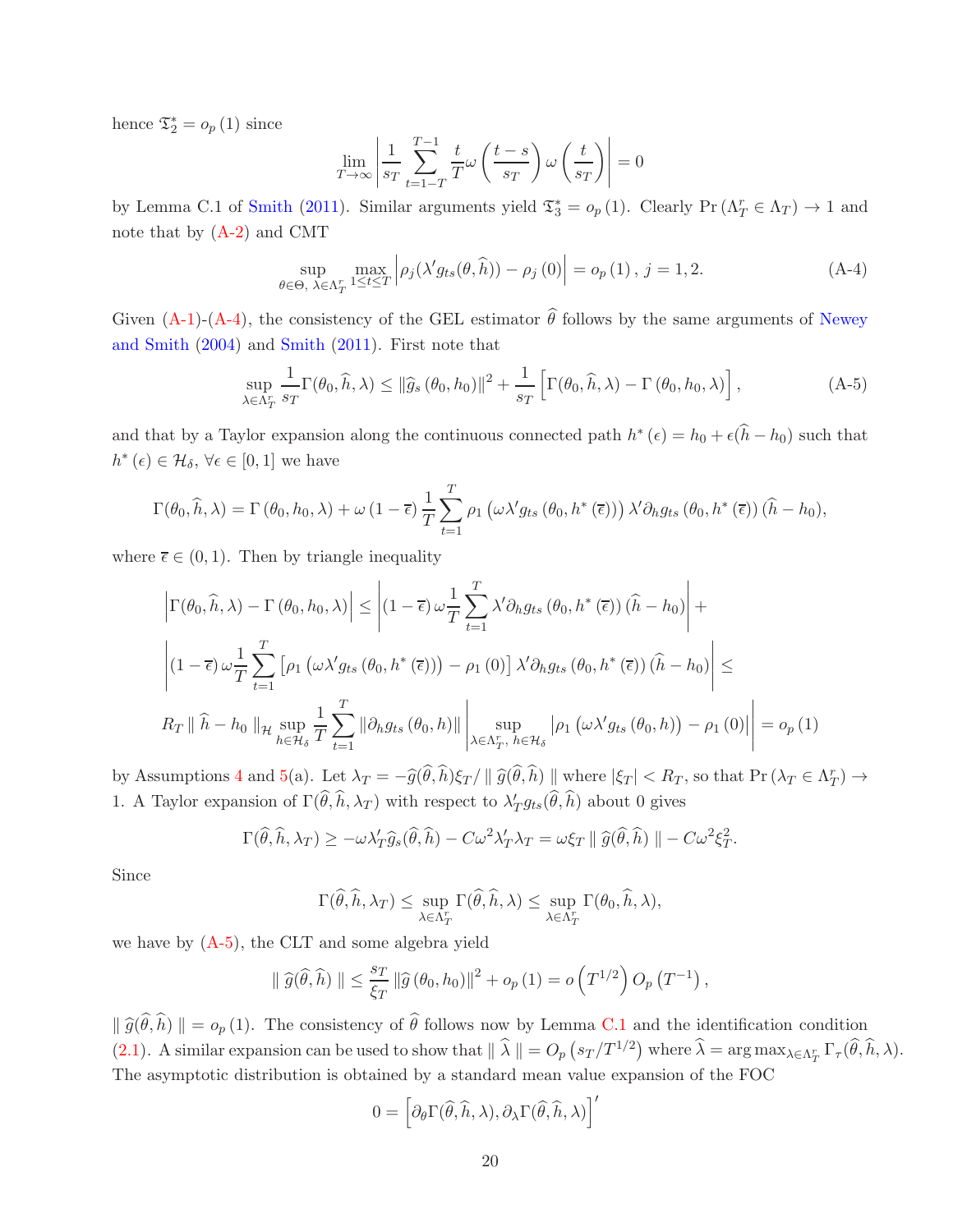hence $\mathfrak{T}_2^* = o_p(1)$ since

$$\lim_{T\to\infty} \left| \frac{1}{s_T} \sum_{t=1-T}^{T-1} \frac{t}{T} \omega\left(\frac{t-s}{s_T}\right) \omega\left(\frac{t}{s_T}\right) \right| = 0$$

by Lemma C.1 of Smith (2011). Similar arguments yield $\mathfrak{T}_3^* = o_p(1)$. Clearly $\Pr(\Lambda_T^r \in \Lambda_T) \to 1$ and note that by (A-2) and CMT

$$\sup_{\theta\in\Theta,\ \lambda\in\Lambda_T^r} \max_{1\le t\le T} \left| \rho_j(\lambda' g_{ts}(\theta, \widehat{h})) - \rho_j(0) \right| = o_p(1),\ j = 1, 2. \tag{A-4}$$

Given (A-1)-(A-4), the consistency of the GEL estimator $\widehat{\theta}$ follows by the same arguments of Newey and Smith (2004) and Smith (2011). First note that

$$\sup_{\lambda\in\Lambda_T^r} \frac{1}{s_T} \Gamma(\theta_0, \widehat{h}, \lambda) \le \|\widehat{g}_s(\theta_0, h_0)\|^2 + \frac{1}{s_T}\left[\Gamma(\theta_0, \widehat{h}, \lambda) - \Gamma(\theta_0, h_0, \lambda)\right], \tag{A-5}$$

and that by a Taylor expansion along the continuous connected path $h^*(\epsilon) = h_0 + \epsilon(\widehat{h} - h_0)$ such that $h^*(\epsilon) \in \mathcal{H}_\delta$, $\forall \epsilon \in [0, 1]$ we have

$$\Gamma(\theta_0, \widehat{h}, \lambda) = \Gamma(\theta_0, h_0, \lambda) + \omega(1-\overline{\epsilon}) \frac{1}{T}\sum_{t=1}^T \rho_1\left(\omega\lambda' g_{ts}(\theta_0, h^*(\overline{\epsilon}))\right) \lambda' \partial_h g_{ts}(\theta_0, h^*(\overline{\epsilon}))(\widehat{h} - h_0),$$

where $\overline{\epsilon} \in (0, 1)$. Then by triangle inequality

$$\begin{aligned}
&\left|\Gamma(\theta_0, \widehat{h}, \lambda) - \Gamma(\theta_0, h_0, \lambda)\right| \le \left|(1-\overline{\epsilon})\,\omega \frac{1}{T}\sum_{t=1}^T \lambda' \partial_h g_{ts}(\theta_0, h^*(\overline{\epsilon}))(\widehat{h} - h_0)\right| + \\
&\left|(1-\overline{\epsilon})\,\omega \frac{1}{T}\sum_{t=1}^T \left[\rho_1\left(\omega\lambda' g_{ts}(\theta_0, h^*(\overline{\epsilon}))\right) - \rho_1(0)\right] \lambda' \partial_h g_{ts}(\theta_0, h^*(\overline{\epsilon}))(\widehat{h} - h_0)\right| \le \\
&R_T \parallel \widehat{h} - h_0 \parallel_{\mathcal{H}} \sup_{h\in\mathcal{H}_\delta} \frac{1}{T}\sum_{t=1}^T \|\partial_h g_{ts}(\theta_0, h)\| \left| \sup_{\lambda\in\Lambda_T^r,\ h\in\mathcal{H}_\delta} \left|\rho_1\left(\omega\lambda' g_{ts}(\theta_0, h)\right) - \rho_1(0)\right| \right| = o_p(1)
\end{aligned}$$

by Assumptions 4 and 5(a). Let $\lambda_T = -\widehat{g}(\widehat{\theta}, \widehat{h})\xi_T / \parallel \widehat{g}(\widehat{\theta}, \widehat{h}) \parallel$ where $|\xi_T| < R_T$, so that $\Pr(\lambda_T \in \Lambda_T^r) \to 1$. A Taylor expansion of $\Gamma(\widehat{\theta}, \widehat{h}, \lambda_T)$ with respect to $\lambda_T' g_{ts}(\widehat{\theta}, \widehat{h})$ about 0 gives

$$\Gamma(\widehat{\theta}, \widehat{h}, \lambda_T) \ge -\omega\lambda_T' \widehat{g}_s(\widehat{\theta}, \widehat{h}) - C\omega^2 \lambda_T' \lambda_T = \omega\xi_T \parallel \widehat{g}(\widehat{\theta}, \widehat{h}) \parallel - C\omega^2 \xi_T^2.$$

Since

$$\Gamma(\widehat{\theta}, \widehat{h}, \lambda_T) \le \sup_{\lambda\in\Lambda_T^r} \Gamma(\widehat{\theta}, \widehat{h}, \lambda) \le \sup_{\lambda\in\Lambda_T^r} \Gamma(\theta_0, \widehat{h}, \lambda),$$

we have by (A-5), the CLT and some algebra yield

$$\parallel \widehat{g}(\widehat{\theta}, \widehat{h}) \parallel \le \frac{s_T}{\xi_T} \|\widehat{g}(\theta_0, h_0)\|^2 + o_p(1) = o\left(T^{1/2}\right) O_p\left(T^{-1}\right),$$

$\parallel \widehat{g}(\widehat{\theta}, \widehat{h}) \parallel = o_p(1)$. The consistency of $\widehat{\theta}$ follows now by Lemma C.1 and the identification condition (2.1). A similar expansion can be used to show that $\parallel \widehat{\lambda} \parallel = O_p\left(s_T/T^{1/2}\right)$ where $\widehat{\lambda} = \arg\max_{\lambda\in\Lambda_T^r} \Gamma_\tau(\widehat{\theta}, \widehat{h}, \lambda)$. The asymptotic distribution is obtained by a standard mean value expansion of the FOC

$$0 = \left[\partial_\theta \Gamma(\widehat{\theta}, \widehat{h}, \lambda), \partial_\lambda \Gamma(\widehat{\theta}, \widehat{h}, \lambda)\right]'$$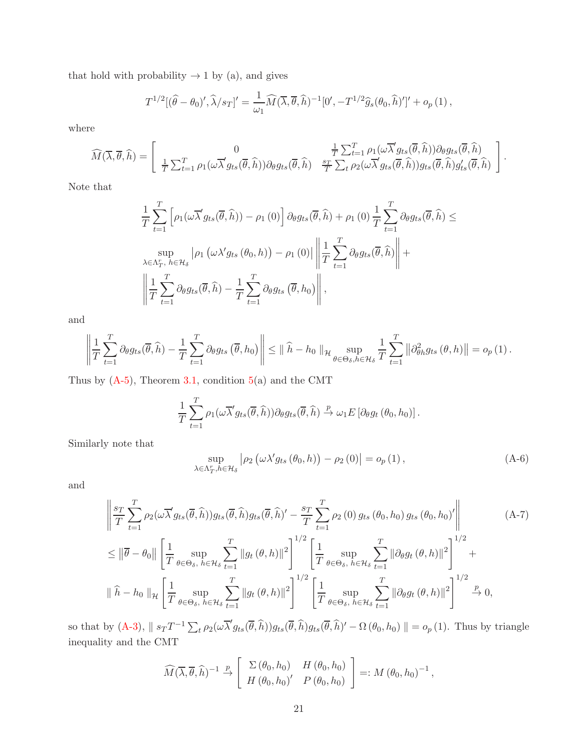that hold with probability $\to 1$ by (a), and gives

$$T^{1/2}[(\widehat{\theta}-\theta_0)', \widehat{\lambda}/s_T]' = \frac{1}{\omega_1}\widehat{M}(\overline{\lambda},\overline{\theta},\widehat{h})^{-1}[0', -T^{1/2}\widehat{g}_s(\theta_0,\widehat{h})']' + o_p(1),$$

where

$$\widehat{M}(\overline{\lambda},\overline{\theta},\widehat{h}) = \left[\begin{array}{cc} 0 & \frac{1}{T}\sum_{t=1}^{T}\rho_1(\omega\overline{\lambda}'g_{ts}(\overline{\theta},\widehat{h}))\partial_\theta g_{ts}(\overline{\theta},\widehat{h}) \\ \frac{1}{T}\sum_{t=1}^{T}\rho_1(\omega\overline{\lambda}'g_{ts}(\overline{\theta},\widehat{h}))\partial_\theta g_{ts}(\overline{\theta},\widehat{h}) & \frac{s_T}{T}\sum_t \rho_2(\omega\overline{\lambda}'g_{ts}(\overline{\theta},\widehat{h}))g_{ts}(\overline{\theta},\widehat{h})g_{ts}'(\overline{\theta},\widehat{h}) \end{array}\right].$$

Note that

$$\begin{aligned}
&\frac{1}{T}\sum_{t=1}^{T}\left[\rho_1(\omega\overline{\lambda}'g_{ts}(\overline{\theta},\widehat{h}))-\rho_1(0)\right]\partial_\theta g_{ts}(\overline{\theta},\widehat{h}) + \rho_1(0)\frac{1}{T}\sum_{t=1}^{T}\partial_\theta g_{ts}(\overline{\theta},\widehat{h}) \leq \\
&\sup_{\lambda\in\Lambda_T^r,\, h\in\mathcal{H}_\delta}\left|\rho_1\left(\omega\lambda' g_{ts}(\theta_0,h)\right)-\rho_1(0)\right|\left\|\frac{1}{T}\sum_{t=1}^{T}\partial_\theta g_{ts}(\overline{\theta},\widehat{h})\right\| + \\
&\left\|\frac{1}{T}\sum_{t=1}^{T}\partial_\theta g_{ts}(\overline{\theta},\widehat{h}) - \frac{1}{T}\sum_{t=1}^{T}\partial_\theta g_{ts}(\overline{\theta},h_0)\right\|,
\end{aligned}$$

and

$$\left\|\frac{1}{T}\sum_{t=1}^{T}\partial_\theta g_{ts}(\overline{\theta},\widehat{h}) - \frac{1}{T}\sum_{t=1}^{T}\partial_\theta g_{ts}(\overline{\theta},h_0)\right\| \leq \|\,\widehat{h}-h_0\,\|_{\mathcal{H}}\sup_{\theta\in\Theta_\delta, h\in\mathcal{H}_\delta}\frac{1}{T}\sum_{t=1}^{T}\left\|\partial^2_{\theta h}g_{ts}(\theta,h)\right\| = o_p(1).$$

Thus by (A-5), Theorem 3.1, condition 5(a) and the CMT

$$\frac{1}{T}\sum_{t=1}^{T}\rho_1(\omega\overline{\lambda}'g_{ts}(\overline{\theta},\widehat{h}))\partial_\theta g_{ts}(\overline{\theta},\widehat{h}) \xrightarrow{p} \omega_1 E\left[\partial_\theta g_t(\theta_0,h_0)\right].$$

Similarly note that

$$\sup_{\lambda\in\Lambda_T^r, h\in\mathcal{H}_\delta}\left|\rho_2\left(\omega\lambda' g_{ts}(\theta_0,h)\right)-\rho_2(0)\right| = o_p(1), \tag{A-6}$$

and

$$\begin{aligned}
&\left\|\frac{s_T}{T}\sum_{t=1}^{T}\rho_2(\omega\overline{\lambda}'g_{ts}(\overline{\theta},\widehat{h}))g_{ts}(\overline{\theta},\widehat{h})g_{ts}(\overline{\theta},\widehat{h})' - \frac{s_T}{T}\sum_{t=1}^{T}\rho_2(0)\,g_{ts}(\theta_0,h_0)\,g_{ts}(\theta_0,h_0)'\right\| \qquad \text{(A-7)}\\
&\leq \left\|\overline{\theta}-\theta_0\right\|\left[\frac{1}{T}\sup_{\theta\in\Theta_\delta,\, h\in\mathcal{H}_\delta}\sum_{t=1}^{T}\left\|g_t(\theta,h)\right\|^2\right]^{1/2}\left[\frac{1}{T}\sup_{\theta\in\Theta_\delta,\, h\in\mathcal{H}_\delta}\sum_{t=1}^{T}\left\|\partial_\theta g_t(\theta,h)\right\|^2\right]^{1/2} + \\
&\|\,\widehat{h}-h_0\,\|_{\mathcal{H}}\left[\frac{1}{T}\sup_{\theta\in\Theta_\delta,\, h\in\mathcal{H}_\delta}\sum_{t=1}^{T}\left\|g_t(\theta,h)\right\|^2\right]^{1/2}\left[\frac{1}{T}\sup_{\theta\in\Theta_\delta,\, h\in\mathcal{H}_\delta}\sum_{t=1}^{T}\left\|\partial_\theta g_t(\theta,h)\right\|^2\right]^{1/2} \xrightarrow{p} 0,
\end{aligned}$$

so that by (A-3), $\|\, s_T T^{-1}\sum_t \rho_2(\omega\overline{\lambda}'g_{ts}(\overline{\theta},\widehat{h}))g_{ts}(\overline{\theta},\widehat{h})g_{ts}(\overline{\theta},\widehat{h})' - \Omega(\theta_0,h_0)\,\| = o_p(1)$. Thus by triangle inequality and the CMT

$$\widehat{M}(\overline{\lambda},\overline{\theta},\widehat{h})^{-1} \xrightarrow{p} \left[\begin{array}{cc} \Sigma(\theta_0,h_0) & H(\theta_0,h_0) \\ H(\theta_0,h_0)' & P(\theta_0,h_0)\end{array}\right] =: M(\theta_0,h_0)^{-1},$$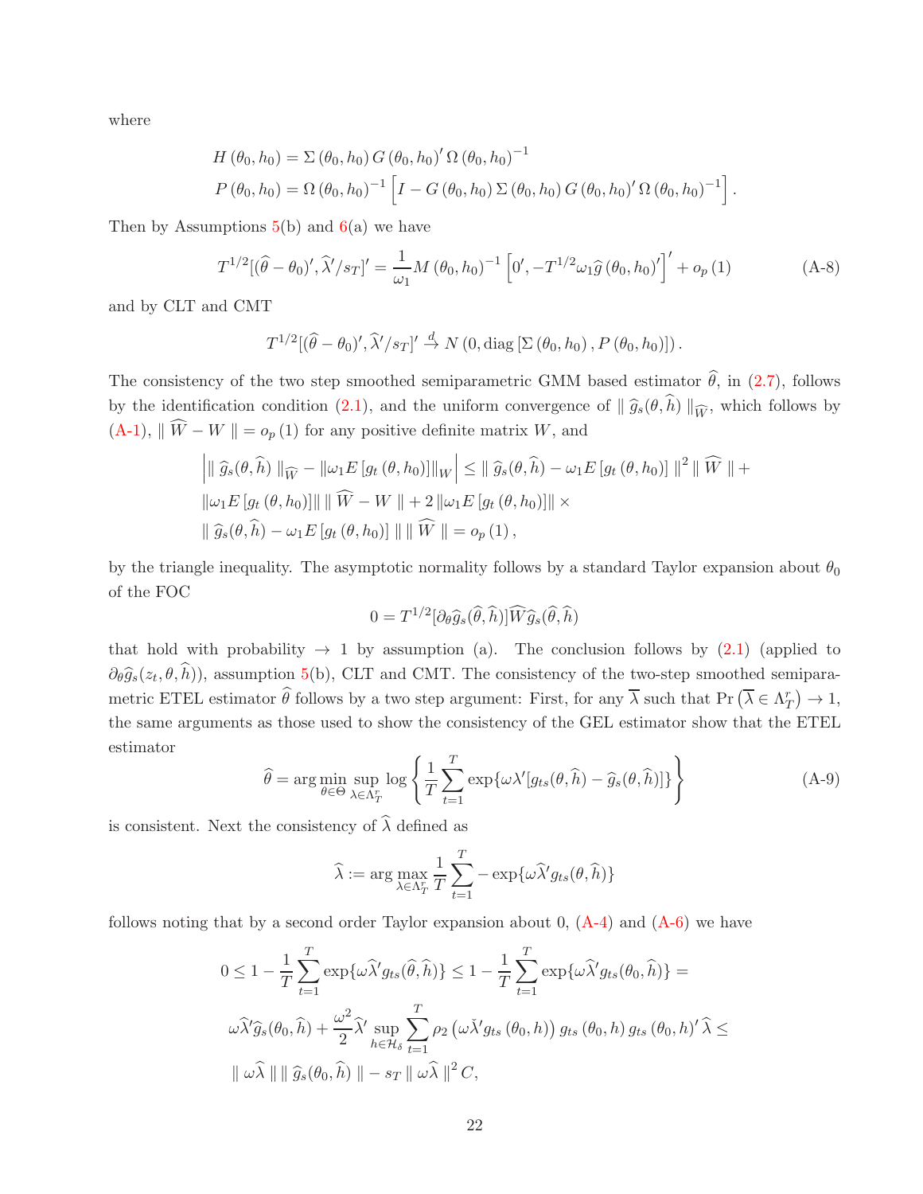where

$$H(\theta_0, h_0) = \Sigma(\theta_0, h_0) G(\theta_0, h_0)' \Omega(\theta_0, h_0)^{-1}$$
$$P(\theta_0, h_0) = \Omega(\theta_0, h_0)^{-1} \left[ I - G(\theta_0, h_0) \Sigma(\theta_0, h_0) G(\theta_0, h_0)' \Omega(\theta_0, h_0)^{-1} \right].$$

Then by Assumptions 5(b) and 6(a) we have

$$T^{1/2}[(\widehat{\theta} - \theta_0)', \widehat{\lambda}'/s_T]' = \frac{1}{\omega_1} M(\theta_0, h_0)^{-1} \left[0', -T^{1/2}\omega_1 \widehat{g}(\theta_0, h_0)'\right]' + o_p(1) \tag{A-8}$$

and by CLT and CMT

$$T^{1/2}[(\widehat{\theta} - \theta_0)', \widehat{\lambda}'/s_T]' \xrightarrow{d} N(0, \operatorname{diag}[\Sigma(\theta_0, h_0), P(\theta_0, h_0)]).$$

The consistency of the two step smoothed semiparametric GMM based estimator $\widehat{\theta}$, in (2.7), follows by the identification condition (2.1), and the uniform convergence of $\| \widehat{g}_s(\theta, \widehat{h}) \|_{\widehat{W}}$, which follows by (A-1), $\| \widehat{W} - W \| = o_p(1)$ for any positive definite matrix $W$, and

$$\left| \| \widehat{g}_s(\theta, \widehat{h}) \|_{\widehat{W}} - \| \omega_1 E[g_t(\theta, h_0)] \|_W \right| \leq \| \widehat{g}_s(\theta, \widehat{h}) - \omega_1 E[g_t(\theta, h_0)] \|^2 \| \widehat{W} \| +$$
$$\| \omega_1 E[g_t(\theta, h_0)] \| \| \widehat{W} - W \| + 2 \| \omega_1 E[g_t(\theta, h_0)] \| \times$$
$$\| \widehat{g}_s(\theta, \widehat{h}) - \omega_1 E[g_t(\theta, h_0)] \| \| \widehat{W} \| = o_p(1),$$

by the triangle inequality. The asymptotic normality follows by a standard Taylor expansion about $\theta_0$ of the FOC

$$0 = T^{1/2}[\partial_\theta \widehat{g}_s(\widehat{\theta}, \widehat{h})] \widehat{W} \widehat{g}_s(\widehat{\theta}, \widehat{h})$$

that hold with probability $\to 1$ by assumption (a). The conclusion follows by (2.1) (applied to $\partial_\theta \widehat{g}_s(z_t, \theta, \widehat{h})$), assumption 5(b), CLT and CMT. The consistency of the two-step smoothed semiparametric ETEL estimator $\widehat{\theta}$ follows by a two step argument: First, for any $\overline{\lambda}$ such that $\Pr\left(\overline{\lambda} \in \Lambda_T^r\right) \to 1$, the same arguments as those used to show the consistency of the GEL estimator show that the ETEL estimator

$$\widehat{\theta} = \arg\min_{\theta \in \Theta} \sup_{\lambda \in \Lambda_T^r} \log \left\{ \frac{1}{T} \sum_{t=1}^{T} \exp\{\omega \lambda' [g_{ts}(\theta, \widehat{h}) - \widehat{g}_s(\theta, \widehat{h})]\} \right\} \tag{A-9}$$

is consistent. Next the consistency of $\widehat{\lambda}$ defined as

$$\widehat{\lambda} := \arg\max_{\lambda \in \Lambda_T^r} \frac{1}{T} \sum_{t=1}^{T} - \exp\{\omega \widehat{\lambda}' g_{ts}(\theta, \widehat{h})\}$$

follows noting that by a second order Taylor expansion about 0, (A-4) and (A-6) we have

$$0 \leq 1 - \frac{1}{T} \sum_{t=1}^{T} \exp\{\omega \widehat{\lambda}' g_{ts}(\widehat{\theta}, \widehat{h})\} \leq 1 - \frac{1}{T} \sum_{t=1}^{T} \exp\{\omega \widehat{\lambda}' g_{ts}(\theta_0, \widehat{h})\} =$$
$$\omega \widehat{\lambda}' \widehat{g}_s(\theta_0, \widehat{h}) + \frac{\omega^2}{2} \widehat{\lambda}' \sup_{h \in \mathcal{H}_\delta} \sum_{t=1}^{T} \rho_2\left(\omega \check{\lambda}' g_{ts}(\theta_0, h)\right) g_{ts}(\theta_0, h) g_{ts}(\theta_0, h)' \widehat{\lambda} \leq$$
$$\| \omega \widehat{\lambda} \| \| \widehat{g}_s(\theta_0, \widehat{h}) \| - s_T \| \omega \widehat{\lambda} \|^2 C,$$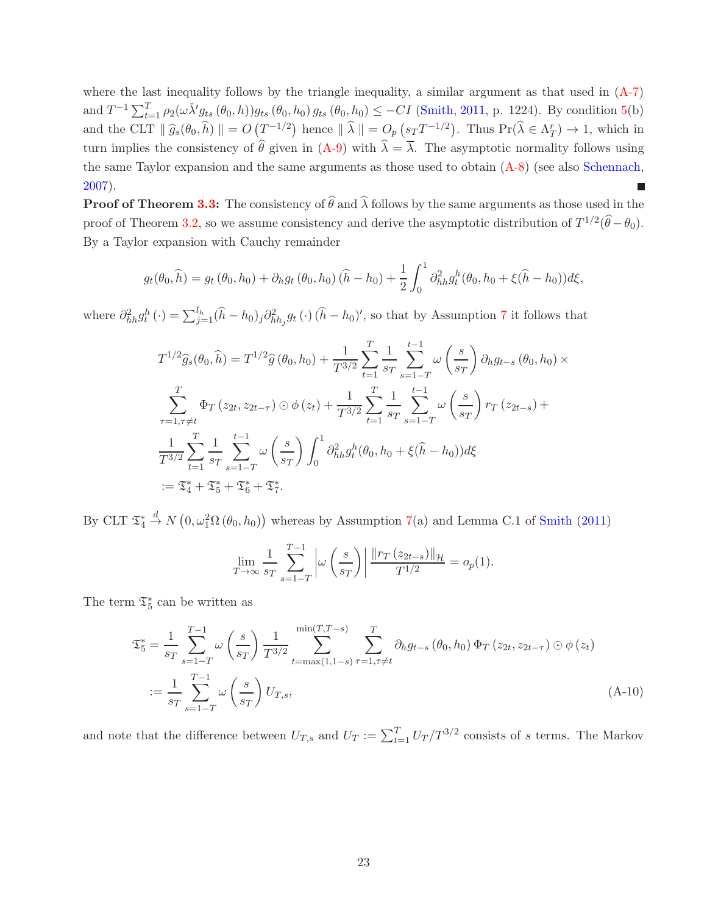where the last inequality follows by the triangle inequality, a similar argument as that used in (A-7) and $T^{-1}\sum_{t=1}^{T}\rho_2(\omega\check{\lambda}' g_{ts}(\theta_0,h))g_{ts}(\theta_0,h_0)\,g_{ts}(\theta_0,h_0) \leq -CI$ (Smith, 2011, p. 1224). By condition 5(b) and the CLT $\|\,\widehat{g}_s(\theta_0,\widehat{h})\,\| = O\left(T^{-1/2}\right)$ hence $\|\,\widehat{\lambda}\,\| = O_p\left(s_T T^{-1/2}\right)$. Thus $\Pr(\widehat{\lambda}\in\Lambda_T^r)\to 1$, which in turn implies the consistency of $\widehat{\theta}$ given in (A-9) with $\widehat{\lambda}=\overline{\lambda}$. The asymptotic normality follows using the same Taylor expansion and the same arguments as those used to obtain (A-8) (see also Schennach, 2007). ■

**Proof of Theorem 3.3:** The consistency of $\widehat{\theta}$ and $\widehat{\lambda}$ follows by the same arguments as those used in the proof of Theorem 3.2, so we assume consistency and derive the asymptotic distribution of $T^{1/2}(\widehat{\theta}-\theta_0)$. By a Taylor expansion with Cauchy remainder

$$g_t(\theta_0,\widehat{h}) = g_t\left(\theta_0,h_0\right) + \partial_h g_t\left(\theta_0,h_0\right)(\widehat{h}-h_0) + \frac{1}{2}\int_0^1 \partial^2_{hh} g^h_t(\theta_0,h_0+\xi(\widehat{h}-h_0))d\xi,$$

where $\partial^2_{hh} g^h_t\left(\cdot\right) = \sum_{j=1}^{l_h}(\widehat{h}-h_0)_j\partial^2_{hh_j}g_t\left(\cdot\right)(\widehat{h}-h_0)'$, so that by Assumption 7 it follows that

$$\begin{aligned}
T^{1/2}\widehat{g}_s(\theta_0,\widehat{h}) &= T^{1/2}\widehat{g}\left(\theta_0,h_0\right) + \frac{1}{T^{3/2}}\sum_{t=1}^{T}\frac{1}{s_T}\sum_{s=1-T}^{t-1}\omega\left(\frac{s}{s_T}\right)\partial_h g_{t-s}\left(\theta_0,h_0\right)\times \\
&\sum_{\tau=1,\tau\neq t}^{T}\Phi_T\left(z_{2t},z_{2t-\tau}\right)\odot\phi\left(z_t\right) + \frac{1}{T^{3/2}}\sum_{t=1}^{T}\frac{1}{s_T}\sum_{s=1-T}^{t-1}\omega\left(\frac{s}{s_T}\right)r_T\left(z_{2t-s}\right) + \\
&\frac{1}{T^{3/2}}\sum_{t=1}^{T}\frac{1}{s_T}\sum_{s=1-T}^{t-1}\omega\left(\frac{s}{s_T}\right)\int_0^1\partial^2_{hh}g^h_t(\theta_0,h_0+\xi(\widehat{h}-h_0))d\xi \\
&:= \mathfrak{T}^*_4 + \mathfrak{T}^*_5 + \mathfrak{T}^*_6 + \mathfrak{T}^*_7.
\end{aligned}$$

By CLT $\mathfrak{T}^*_4 \xrightarrow{d} N\left(0,\omega_1^2\Omega\left(\theta_0,h_0\right)\right)$ whereas by Assumption 7(a) and Lemma C.1 of Smith (2011)

$$\lim_{T\to\infty}\frac{1}{s_T}\sum_{s=1-T}^{T-1}\left|\omega\left(\frac{s}{s_T}\right)\right|\frac{\|r_T\left(z_{2t-s}\right)\|_{\mathcal{H}}}{T^{1/2}} = o_p(1).$$

The term $\mathfrak{T}^*_5$ can be written as

$$\begin{aligned}
\mathfrak{T}^*_5 &= \frac{1}{s_T}\sum_{s=1-T}^{T-1}\omega\left(\frac{s}{s_T}\right)\frac{1}{T^{3/2}}\sum_{t=\max(1,1-s)}^{\min(T,T-s)}\sum_{\tau=1,\tau\neq t}^{T}\partial_h g_{t-s}\left(\theta_0,h_0\right)\Phi_T\left(z_{2t},z_{2t-\tau}\right)\odot\phi\left(z_t\right) \\
&:= \frac{1}{s_T}\sum_{s=1-T}^{T-1}\omega\left(\frac{s}{s_T}\right)U_{T,s}, \qquad\qquad \text{(A-10)}
\end{aligned}$$

and note that the difference between $U_{T,s}$ and $U_T := \sum_{t=1}^{T}U_T/T^{3/2}$ consists of $s$ terms. The Markov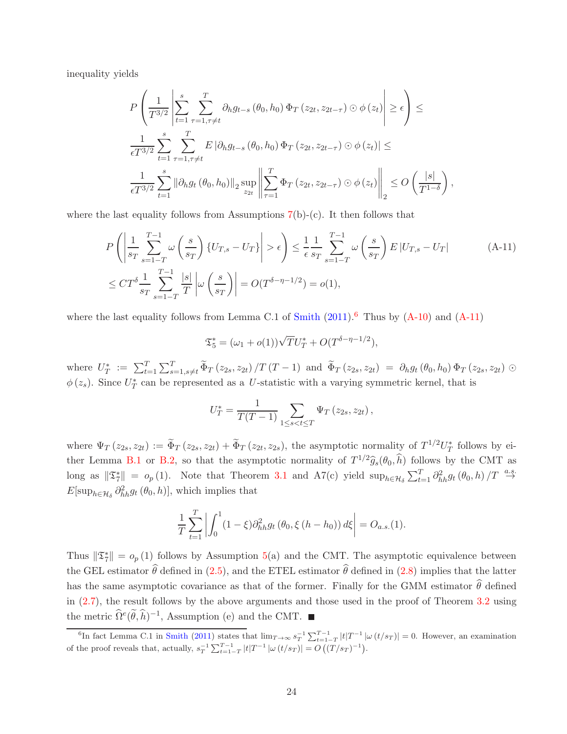inequality yields

$$
\begin{aligned}
&P\left(\frac{1}{T^{3/2}}\left|\sum_{t=1}^{s}\sum_{\tau=1,\tau\neq t}^{T}\partial_h g_{t-s}\left(\theta_0,h_0\right)\Phi_T\left(z_{2t},z_{2t-\tau}\right)\odot\phi\left(z_t\right)\right|\geq\epsilon\right)\leq\\
&\frac{1}{\epsilon T^{3/2}}\sum_{t=1}^{s}\sum_{\tau=1,\tau\neq t}^{T}E\left|\partial_h g_{t-s}\left(\theta_0,h_0\right)\Phi_T\left(z_{2t},z_{2t-\tau}\right)\odot\phi\left(z_t\right)\right|\leq\\
&\frac{1}{\epsilon T^{3/2}}\sum_{t=1}^{s}\left\|\partial_h g_t\left(\theta_0,h_0\right)\right\|_2\sup_{z_{2t}}\left\|\sum_{\tau=1}^{T}\Phi_T\left(z_{2t},z_{2t-\tau}\right)\odot\phi\left(z_t\right)\right\|_2\leq O\left(\frac{|s|}{T^{1-\delta}}\right),
\end{aligned}
$$

where the last equality follows from Assumptions 7(b)-(c). It then follows that

$$
\begin{aligned}
&P\left(\left|\frac{1}{s_T}\sum_{s=1-T}^{T-1}\omega\left(\frac{s}{s_T}\right)\left\{U_{T,s}-U_T\right\}\right|>\epsilon\right)\leq\frac{1}{\epsilon}\frac{1}{s_T}\sum_{s=1-T}^{T-1}\omega\left(\frac{s}{s_T}\right)E\left|U_{T,s}-U_T\right| \qquad \text{(A-11)}\\
&\leq CT^{\delta}\frac{1}{s_T}\sum_{s=1-T}^{T-1}\frac{|s|}{T}\left|\omega\left(\frac{s}{s_T}\right)\right|=O(T^{\delta-\eta-1/2})=o(1),
\end{aligned}
$$

where the last equality follows from Lemma C.1 of Smith (2011).[6] Thus by (A-10) and (A-11)

$$
\mathfrak{T}_5^*=(\omega_1+o(1))\sqrt{T}U_T^*+O(T^{\delta-\eta-1/2}),
$$

where $U_T^*:=\sum_{t=1}^{T}\sum_{s=1,s\neq t}^{T}\widetilde{\Phi}_T\left(z_{2s},z_{2t}\right)/T\left(T-1\right)$ and $\widetilde{\Phi}_T\left(z_{2s},z_{2t}\right)=\partial_h g_t\left(\theta_0,h_0\right)\Phi_T\left(z_{2s},z_{2t}\right)\odot\phi\left(z_s\right)$. Since $U_T^*$ can be represented as a $U$-statistic with a varying symmetric kernel, that is

$$
U_T^*=\frac{1}{T(T-1)}\sum_{1\leq s<t\leq T}\Psi_T\left(z_{2s},z_{2t}\right),
$$

where $\Psi_T\left(z_{2s},z_{2t}\right):=\widetilde{\Phi}_T\left(z_{2s},z_{2t}\right)+\widetilde{\Phi}_T\left(z_{2t},z_{2s}\right)$, the asymptotic normality of $T^{1/2}U_T^*$ follows by either Lemma B.1 or B.2, so that the asymptotic normality of $T^{1/2}\widehat{g}_s(\theta_0,\widehat{h})$ follows by the CMT as long as $\|\mathfrak{T}_7^*\|=o_p(1)$. Note that Theorem 3.1 and A7(c) yield $\sup_{h\in\mathcal{H}_\delta}\sum_{t=1}^{T}\partial_{hh}^2 g_t\left(\theta_0,h\right)/T\overset{a.s.}{\to}E[\sup_{h\in\mathcal{H}_\delta}\partial_{hh}^2 g_t\left(\theta_0,h\right)]$, which implies that

$$
\frac{1}{T}\sum_{t=1}^{T}\left|\int_0^1(1-\xi)\partial_{hh}^2 g_t\left(\theta_0,\xi\left(h-h_0\right)\right)d\xi\right|=O_{a.s.}(1).
$$

Thus $\|\mathfrak{T}_7^*\|=o_p(1)$ follows by Assumption 5(a) and the CMT. The asymptotic equivalence between the GEL estimator $\widehat{\theta}$ defined in (2.5), and the ETEL estimator $\widehat{\theta}$ defined in (2.8) implies that the latter has the same asymptotic covariance as that of the former. Finally for the GMM estimator $\widehat{\theta}$ defined in (2.7), the result follows by the above arguments and those used in the proof of Theorem 3.2 using the metric $\widehat{\Omega}^e(\widetilde{\theta},\widehat{h})^{-1}$, Assumption (e) and the CMT. ■

[6] In fact Lemma C.1 in Smith (2011) states that $\lim_{T\to\infty}s_T^{-1}\sum_{t=1-T}^{T-1}|t|T^{-1}|\omega\left(t/s_T\right)|=0$. However, an examination of the proof reveals that, actually, $s_T^{-1}\sum_{t=1-T}^{T-1}|t|T^{-1}|\omega\left(t/s_T\right)|=O\left((T/s_T)^{-1}\right)$.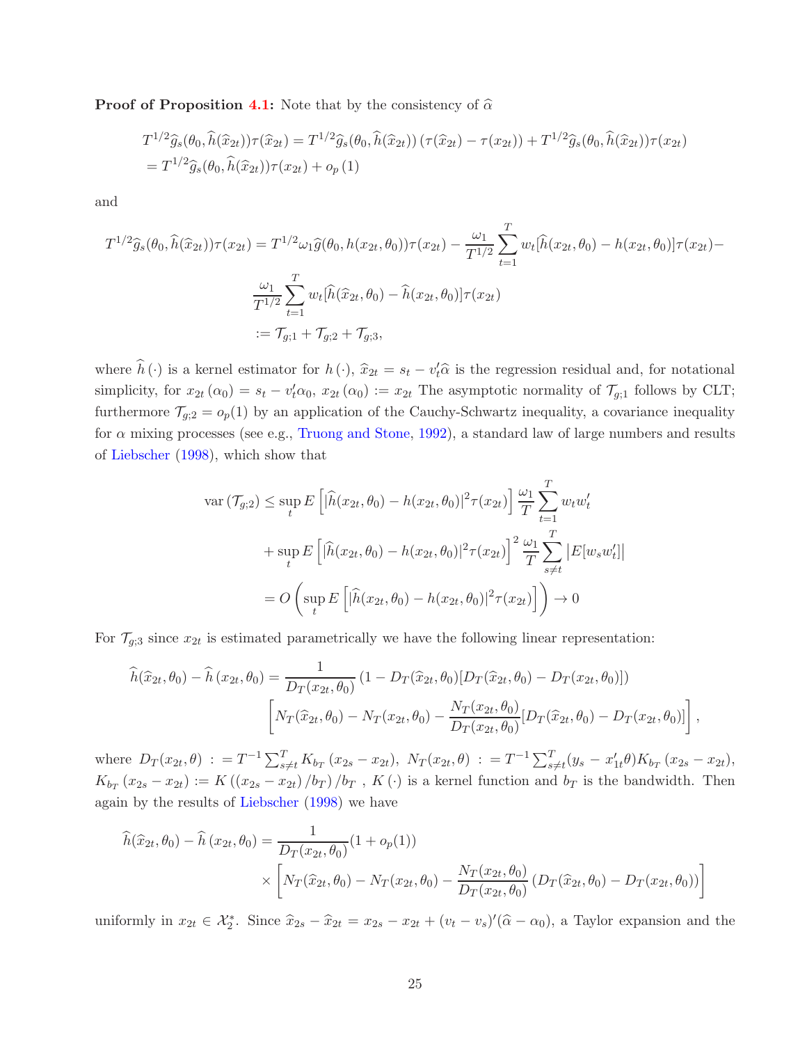**Proof of Proposition 4.1:** Note that by the consistency of $\widehat{\alpha}$

$$
\begin{aligned}
&T^{1/2}\widehat{g}_s(\theta_0,\widehat{h}(\widehat{x}_{2t}))\tau(\widehat{x}_{2t}) = T^{1/2}\widehat{g}_s(\theta_0,\widehat{h}(\widehat{x}_{2t}))\left(\tau(\widehat{x}_{2t})-\tau(x_{2t})\right) + T^{1/2}\widehat{g}_s(\theta_0,\widehat{h}(\widehat{x}_{2t}))\tau(x_{2t}) \\
&= T^{1/2}\widehat{g}_s(\theta_0,\widehat{h}(\widehat{x}_{2t}))\tau(x_{2t}) + o_p(1)
\end{aligned}
$$

and

$$
\begin{aligned}
T^{1/2}\widehat{g}_s(\theta_0,\widehat{h}(\widehat{x}_{2t}))\tau(x_{2t}) &= T^{1/2}\omega_1\widehat{g}(\theta_0,h(x_{2t},\theta_0))\tau(x_{2t}) - \frac{\omega_1}{T^{1/2}}\sum_{t=1}^{T} w_t[\widehat{h}(x_{2t},\theta_0)-h(x_{2t},\theta_0)]\tau(x_{2t}) - \\
&\quad \frac{\omega_1}{T^{1/2}}\sum_{t=1}^{T} w_t[\widehat{h}(\widehat{x}_{2t},\theta_0)-\widehat{h}(x_{2t},\theta_0)]\tau(x_{2t}) \\
&:= \mathcal{T}_{g;1}+\mathcal{T}_{g;2}+\mathcal{T}_{g;3},
\end{aligned}
$$

where $\widehat{h}(\cdot)$ is a kernel estimator for $h(\cdot)$, $\widehat{x}_{2t} = s_t - v_t'\widehat{\alpha}$ is the regression residual and, for notational simplicity, for $x_{2t}(\alpha_0) = s_t - v_t'\alpha_0$, $x_{2t}(\alpha_0) := x_{2t}$ The asymptotic normality of $\mathcal{T}_{g;1}$ follows by CLT; furthermore $\mathcal{T}_{g;2} = o_p(1)$ by an application of the Cauchy-Schwartz inequality, a covariance inequality for $\alpha$ mixing processes (see e.g., Truong and Stone, 1992), a standard law of large numbers and results of Liebscher (1998), which show that

$$
\begin{aligned}
\operatorname{var}(\mathcal{T}_{g;2}) &\leq \sup_t E\left[|\widehat{h}(x_{2t},\theta_0)-h(x_{2t},\theta_0)|^2\tau(x_{2t})\right]\frac{\omega_1}{T}\sum_{t=1}^{T} w_t w_t' \\
&\quad + \sup_t E\left[|\widehat{h}(x_{2t},\theta_0)-h(x_{2t},\theta_0)|^2\tau(x_{2t})\right]^2\frac{\omega_1}{T}\sum_{s\neq t}^{T}\left|E[w_s w_t']\right| \\
&= O\left(\sup_t E\left[|\widehat{h}(x_{2t},\theta_0)-h(x_{2t},\theta_0)|^2\tau(x_{2t})\right]\right) \to 0
\end{aligned}
$$

For $\mathcal{T}_{g;3}$ since $x_{2t}$ is estimated parametrically we have the following linear representation:

$$
\begin{aligned}
\widehat{h}(\widehat{x}_{2t},\theta_0)-\widehat{h}(x_{2t},\theta_0) &= \frac{1}{D_T(x_{2t},\theta_0)}\left(1-D_T(\widehat{x}_{2t},\theta_0)[D_T(\widehat{x}_{2t},\theta_0)-D_T(x_{2t},\theta_0)]\right) \\
&\quad \left[N_T(\widehat{x}_{2t},\theta_0)-N_T(x_{2t},\theta_0)-\frac{N_T(x_{2t},\theta_0)}{D_T(x_{2t},\theta_0)}[D_T(\widehat{x}_{2t},\theta_0)-D_T(x_{2t},\theta_0)]\right],
\end{aligned}
$$

where $D_T(x_{2t},\theta) := T^{-1}\sum_{s\neq t}^{T} K_{b_T}(x_{2s}-x_{2t})$, $N_T(x_{2t},\theta) := T^{-1}\sum_{s\neq t}^{T}(y_s - x_{1t}'\theta)K_{b_T}(x_{2s}-x_{2t})$, $K_{b_T}(x_{2s}-x_{2t}) := K((x_{2s}-x_{2t})/b_T)/b_T$ , $K(\cdot)$ is a kernel function and $b_T$ is the bandwidth. Then again by the results of Liebscher (1998) we have

$$
\begin{aligned}
\widehat{h}(\widehat{x}_{2t},\theta_0)-\widehat{h}(x_{2t},\theta_0) &= \frac{1}{D_T(x_{2t},\theta_0)}(1+o_p(1)) \\
&\quad \times\left[N_T(\widehat{x}_{2t},\theta_0)-N_T(x_{2t},\theta_0)-\frac{N_T(x_{2t},\theta_0)}{D_T(x_{2t},\theta_0)}\left(D_T(\widehat{x}_{2t},\theta_0)-D_T(x_{2t},\theta_0)\right)\right]
\end{aligned}
$$

uniformly in $x_{2t}\in\mathcal{X}_2^*$. Since $\widehat{x}_{2s}-\widehat{x}_{2t} = x_{2s}-x_{2t}+(v_t-v_s)'(\widehat{\alpha}-\alpha_0)$, a Taylor expansion and the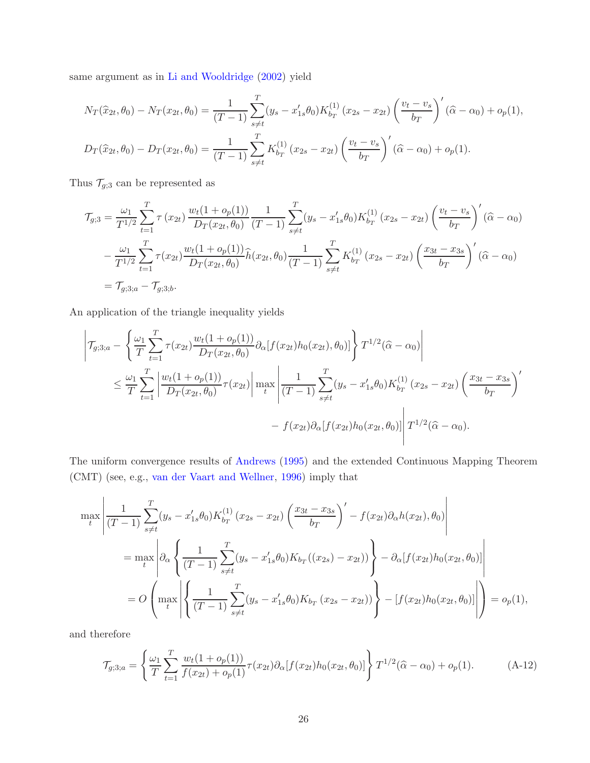same argument as in Li and Wooldridge (2002) yield

$$N_T(\widehat{x}_{2t},\theta_0) - N_T(x_{2t},\theta_0) = \frac{1}{(T-1)}\sum_{s\neq t}^{T}(y_s - x_{1s}'\theta_0)K_{b_T}^{(1)}\left(x_{2s}-x_{2t}\right)\left(\frac{v_t - v_s}{b_T}\right)'(\widehat{\alpha}-\alpha_0) + o_p(1),$$

$$D_T(\widehat{x}_{2t},\theta_0) - D_T(x_{2t},\theta_0) = \frac{1}{(T-1)}\sum_{s\neq t}^{T}K_{b_T}^{(1)}\left(x_{2s}-x_{2t}\right)\left(\frac{v_t - v_s}{b_T}\right)'(\widehat{\alpha}-\alpha_0) + o_p(1).$$

Thus $\mathcal{T}_{g;3}$ can be represented as

$$\begin{aligned}
\mathcal{T}_{g;3} &= \frac{\omega_1}{T^{1/2}}\sum_{t=1}^{T}\tau\left(x_{2t}\right)\frac{w_t(1+o_p(1))}{D_T(x_{2t},\theta_0)}\frac{1}{(T-1)}\sum_{s\neq t}^{T}(y_s - x_{1s}'\theta_0)K_{b_T}^{(1)}\left(x_{2s}-x_{2t}\right)\left(\frac{v_t-v_s}{b_T}\right)'(\widehat{\alpha}-\alpha_0)\\
&\quad - \frac{\omega_1}{T^{1/2}}\sum_{t=1}^{T}\tau(x_{2t})\frac{w_t(1+o_p(1))}{D_T(x_{2t},\theta_0)}\widehat{h}(x_{2t},\theta_0)\frac{1}{(T-1)}\sum_{s\neq t}^{T}K_{b_T}^{(1)}\left(x_{2s}-x_{2t}\right)\left(\frac{x_{3t}-x_{3s}}{b_T}\right)'(\widehat{\alpha}-\alpha_0)\\
&= \mathcal{T}_{g;3;a} - \mathcal{T}_{g;3;b}.
\end{aligned}$$

An application of the triangle inequality yields

$$\begin{aligned}
&\left|\mathcal{T}_{g;3;a} - \left\{\frac{\omega_1}{T}\sum_{t=1}^{T}\tau(x_{2t})\frac{w_t(1+o_p(1))}{D_T(x_{2t},\theta_0)}\partial_\alpha[f(x_{2t})h_0(x_{2t}),\theta_0)]\right\}T^{1/2}(\widehat{\alpha}-\alpha_0)\right|\\
&\quad\leq \frac{\omega_1}{T}\sum_{t=1}^{T}\left|\frac{w_t(1+o_p(1))}{D_T(x_{2t},\theta_0)}\tau(x_{2t})\right|\max_t\left|\frac{1}{(T-1)}\sum_{s\neq t}^{T}(y_s - x_{1s}'\theta_0)K_{b_T}^{(1)}\left(x_{2s}-x_{2t}\right)\left(\frac{x_{3t}-x_{3s}}{b_T}\right)'\right.\\
&\qquad\qquad\left. - f(x_{2t})\partial_\alpha[f(x_{2t})h_0(x_{2t},\theta_0)]\right|T^{1/2}(\widehat{\alpha}-\alpha_0).
\end{aligned}$$

The uniform convergence results of Andrews (1995) and the extended Continuous Mapping Theorem (CMT) (see, e.g., van der Vaart and Wellner, 1996) imply that

$$\begin{aligned}
&\max_t\left|\frac{1}{(T-1)}\sum_{s\neq t}^{T}(y_s - x_{1s}'\theta_0)K_{b_T}^{(1)}\left(x_{2s}-x_{2t}\right)\left(\frac{x_{3t}-x_{3s}}{b_T}\right)' - f(x_{2t})\partial_\alpha h(x_{2t}),\theta_0)\right|\\
&\quad= \max_t\left|\partial_\alpha\left\{\frac{1}{(T-1)}\sum_{s\neq t}^{T}(y_s - x_{1s}'\theta_0)K_{b_T}((x_{2s})-x_{2t}))\right\} - \partial_\alpha[f(x_{2t})h_0(x_{2t},\theta_0)]\right|\\
&\quad= O\left(\max_t\left|\left\{\frac{1}{(T-1)}\sum_{s\neq t}^{T}(y_s - x_{1s}'\theta_0)K_{b_T}\left(x_{2s}-x_{2t}\right)\right\} - [f(x_{2t})h_0(x_{2t},\theta_0)]\right|\right) = o_p(1),
\end{aligned}$$

and therefore

$$\mathcal{T}_{g;3;a} = \left\{\frac{\omega_1}{T}\sum_{t=1}^{T}\frac{w_t(1+o_p(1))}{f(x_{2t})+o_p(1)}\tau(x_{2t})\partial_\alpha[f(x_{2t})h_0(x_{2t},\theta_0)]\right\}T^{1/2}(\widehat{\alpha}-\alpha_0) + o_p(1). \tag{A-12}$$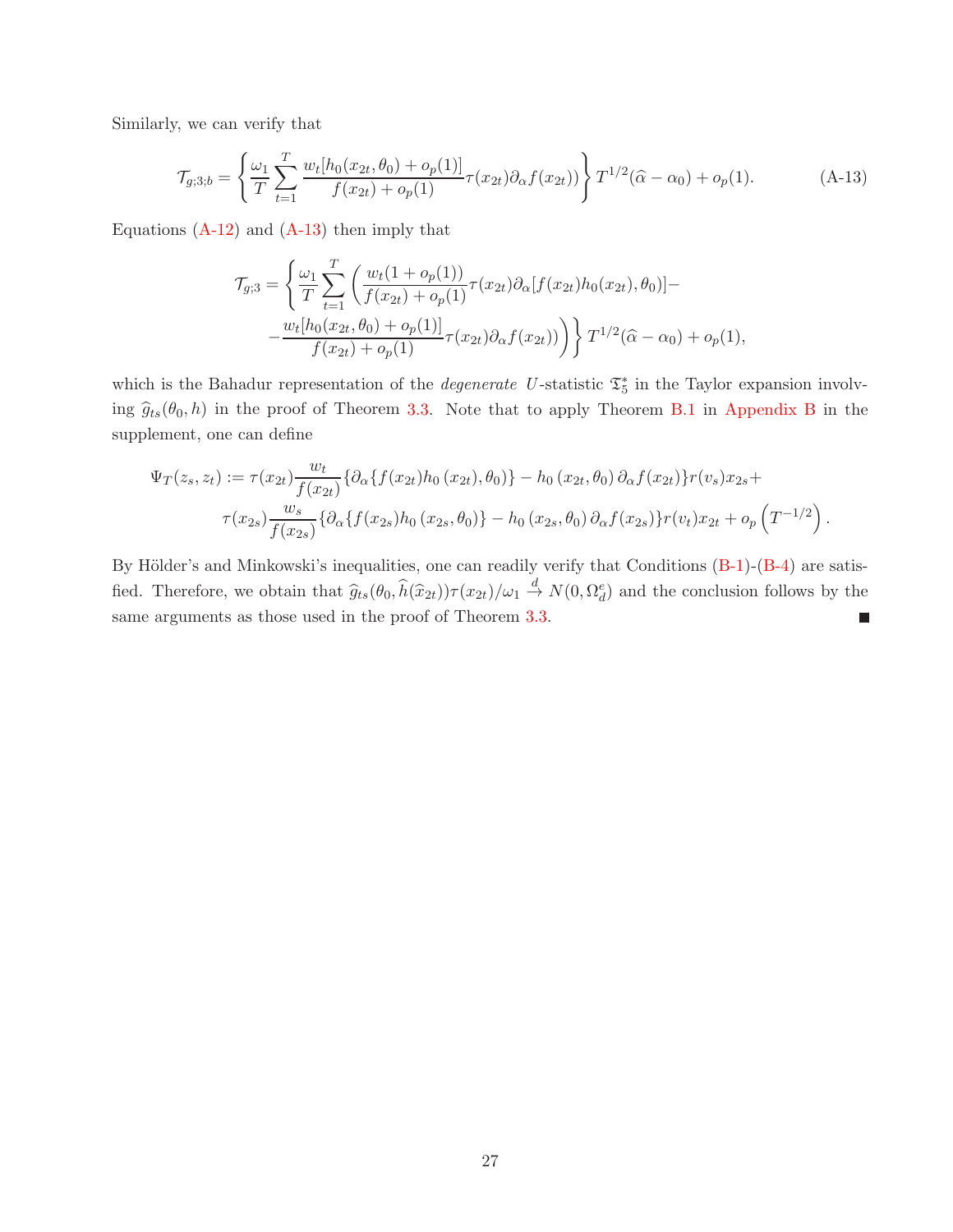Similarly, we can verify that

$$\mathcal{T}_{g;3;b} = \left\{ \frac{\omega_1}{T} \sum_{t=1}^{T} \frac{w_t[h_0(x_{2t},\theta_0) + o_p(1)]}{f(x_{2t}) + o_p(1)} \tau(x_{2t}) \partial_\alpha f(x_{2t})) \right\} T^{1/2}(\widehat{\alpha} - \alpha_0) + o_p(1). \tag{A-13}$$

Equations (A-12) and (A-13) then imply that

$$\mathcal{T}_{g;3} = \left\{ \frac{\omega_1}{T} \sum_{t=1}^{T} \left( \frac{w_t(1+o_p(1))}{f(x_{2t}) + o_p(1)} \tau(x_{2t}) \partial_\alpha [f(x_{2t}) h_0(x_{2t}), \theta_0)] - \right.\right.$$
$$\left.\left. - \frac{w_t[h_0(x_{2t},\theta_0) + o_p(1)]}{f(x_{2t}) + o_p(1)} \tau(x_{2t}) \partial_\alpha f(x_{2t})) \right) \right\} T^{1/2}(\widehat{\alpha} - \alpha_0) + o_p(1),$$

which is the Bahadur representation of the *degenerate* $U$-statistic $\mathfrak{T}_5^*$ in the Taylor expansion involving $\widehat{g}_{ts}(\theta_0, h)$ in the proof of Theorem 3.3. Note that to apply Theorem B.1 in Appendix B in the supplement, one can define

$$\Psi_T(z_s, z_t) := \tau(x_{2t}) \frac{w_t}{f(x_{2t})} \{\partial_\alpha \{f(x_{2t}) h_0(x_{2t}), \theta_0)\} - h_0(x_{2t}, \theta_0) \partial_\alpha f(x_{2t})\} r(v_s) x_{2s} +$$
$$\tau(x_{2s}) \frac{w_s}{f(x_{2s})} \{\partial_\alpha \{f(x_{2s}) h_0(x_{2s}, \theta_0)\} - h_0(x_{2s}, \theta_0) \partial_\alpha f(x_{2s})\} r(v_t) x_{2t} + o_p\left(T^{-1/2}\right).$$

By Hölder's and Minkowski's inequalities, one can readily verify that Conditions (B-1)-(B-4) are satisfied. Therefore, we obtain that $\widehat{g}_{ts}(\theta_0, \widehat{h}(\widehat{x}_{2t}))\tau(x_{2t})/\omega_1 \xrightarrow{d} N(0, \Omega_d^e)$ and the conclusion follows by the same arguments as those used in the proof of Theorem 3.3. ■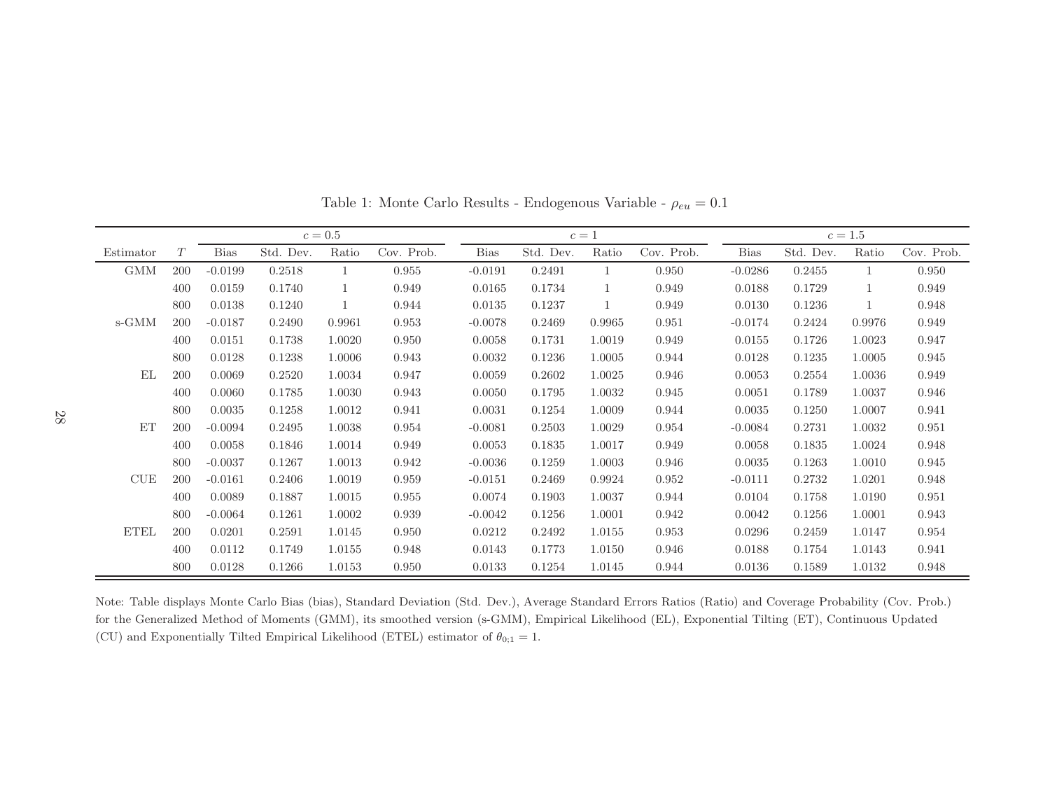Table 1: Monte Carlo Results - Endogenous Variable - $\rho_{eu} = 0.1$

| | | $c = 0.5$ | | | | $c = 1$ | | | | $c = 1.5$ | | | |
|---|---|---|---|---|---|---|---|---|---|---|---|---|---|
| Estimator | $T$ | Bias | Std. Dev. | Ratio | Cov. Prob. | Bias | Std. Dev. | Ratio | Cov. Prob. | Bias | Std. Dev. | Ratio | Cov. Prob. |
| GMM | 200 | -0.0199 | 0.2518 | 1 | 0.955 | -0.0191 | 0.2491 | 1 | 0.950 | -0.0286 | 0.2455 | 1 | 0.950 |
| | 400 | 0.0159 | 0.1740 | 1 | 0.949 | 0.0165 | 0.1734 | 1 | 0.949 | 0.0188 | 0.1729 | 1 | 0.949 |
| | 800 | 0.0138 | 0.1240 | 1 | 0.944 | 0.0135 | 0.1237 | 1 | 0.949 | 0.0130 | 0.1236 | 1 | 0.948 |
| s-GMM | 200 | -0.0187 | 0.2490 | 0.9961 | 0.953 | -0.0078 | 0.2469 | 0.9965 | 0.951 | -0.0174 | 0.2424 | 0.9976 | 0.949 |
| | 400 | 0.0151 | 0.1738 | 1.0020 | 0.950 | 0.0058 | 0.1731 | 1.0019 | 0.949 | 0.0155 | 0.1726 | 1.0023 | 0.947 |
| | 800 | 0.0128 | 0.1238 | 1.0006 | 0.943 | 0.0032 | 0.1236 | 1.0005 | 0.944 | 0.0128 | 0.1235 | 1.0005 | 0.945 |
| EL | 200 | 0.0069 | 0.2520 | 1.0034 | 0.947 | 0.0059 | 0.2602 | 1.0025 | 0.946 | 0.0053 | 0.2554 | 1.0036 | 0.949 |
| | 400 | 0.0060 | 0.1785 | 1.0030 | 0.943 | 0.0050 | 0.1795 | 1.0032 | 0.945 | 0.0051 | 0.1789 | 1.0037 | 0.946 |
| | 800 | 0.0035 | 0.1258 | 1.0012 | 0.941 | 0.0031 | 0.1254 | 1.0009 | 0.944 | 0.0035 | 0.1250 | 1.0007 | 0.941 |
| ET | 200 | -0.0094 | 0.2495 | 1.0038 | 0.954 | -0.0081 | 0.2503 | 1.0029 | 0.954 | -0.0084 | 0.2731 | 1.0032 | 0.951 |
| | 400 | 0.0058 | 0.1846 | 1.0014 | 0.949 | 0.0053 | 0.1835 | 1.0017 | 0.949 | 0.0058 | 0.1835 | 1.0024 | 0.948 |
| | 800 | -0.0037 | 0.1267 | 1.0013 | 0.942 | -0.0036 | 0.1259 | 1.0003 | 0.946 | 0.0035 | 0.1263 | 1.0010 | 0.945 |
| CUE | 200 | -0.0161 | 0.2406 | 1.0019 | 0.959 | -0.0151 | 0.2469 | 0.9924 | 0.952 | -0.0111 | 0.2732 | 1.0201 | 0.948 |
| | 400 | 0.0089 | 0.1887 | 1.0015 | 0.955 | 0.0074 | 0.1903 | 1.0037 | 0.944 | 0.0104 | 0.1758 | 1.0190 | 0.951 |
| | 800 | -0.0064 | 0.1261 | 1.0002 | 0.939 | -0.0042 | 0.1256 | 1.0001 | 0.942 | 0.0042 | 0.1256 | 1.0001 | 0.943 |
| ETEL | 200 | 0.0201 | 0.2591 | 1.0145 | 0.950 | 0.0212 | 0.2492 | 1.0155 | 0.953 | 0.0296 | 0.2459 | 1.0147 | 0.954 |
| | 400 | 0.0112 | 0.1749 | 1.0155 | 0.948 | 0.0143 | 0.1773 | 1.0150 | 0.946 | 0.0188 | 0.1754 | 1.0143 | 0.941 |
| | 800 | 0.0128 | 0.1266 | 1.0153 | 0.950 | 0.0133 | 0.1254 | 1.0145 | 0.944 | 0.0136 | 0.1589 | 1.0132 | 0.948 |

Note: Table displays Monte Carlo Bias (bias), Standard Deviation (Std. Dev.), Average Standard Errors Ratios (Ratio) and Coverage Probability (Cov. Prob.) for the Generalized Method of Moments (GMM), its smoothed version (s-GMM), Empirical Likelihood (EL), Exponential Tilting (ET), Continuous Updated (CU) and Exponentially Tilted Empirical Likelihood (ETEL) estimator of $\theta_{0;1} = 1$.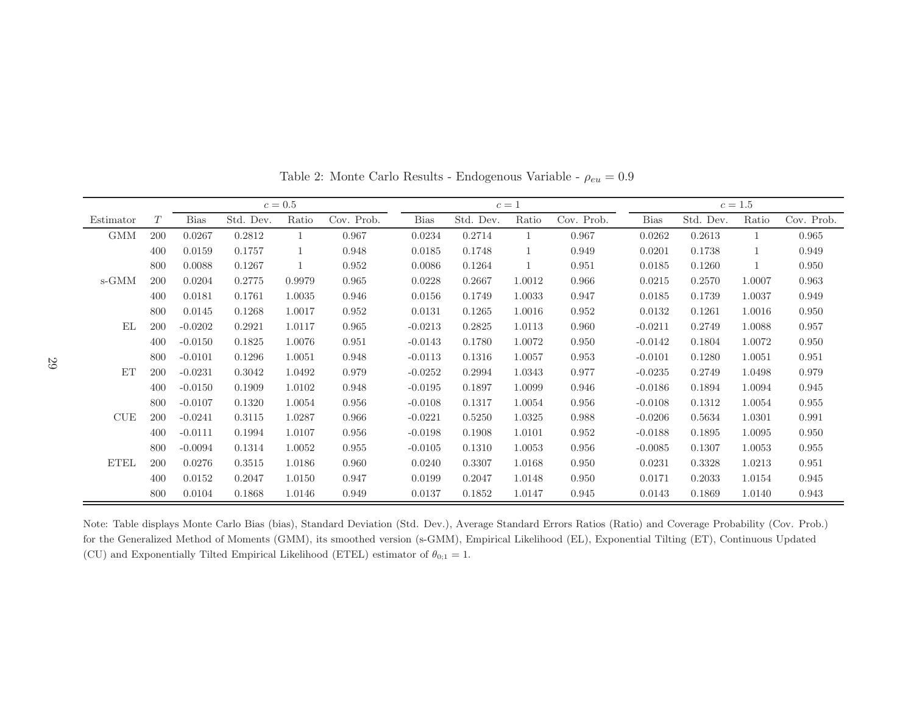Table 2: Monte Carlo Results - Endogenous Variable - $\rho_{eu} = 0.9$

| | | $c = 0.5$ | | | | $c = 1$ | | | | $c = 1.5$ | | | |
|---|---|---|---|---|---|---|---|---|---|---|---|---|---|
| Estimator | $T$ | Bias | Std. Dev. | Ratio | Cov. Prob. | Bias | Std. Dev. | Ratio | Cov. Prob. | Bias | Std. Dev. | Ratio | Cov. Prob. |
| GMM | 200 | 0.0267 | 0.2812 | 1 | 0.967 | 0.0234 | 0.2714 | 1 | 0.967 | 0.0262 | 0.2613 | 1 | 0.965 |
| | 400 | 0.0159 | 0.1757 | 1 | 0.948 | 0.0185 | 0.1748 | 1 | 0.949 | 0.0201 | 0.1738 | 1 | 0.949 |
| | 800 | 0.0088 | 0.1267 | 1 | 0.952 | 0.0086 | 0.1264 | 1 | 0.951 | 0.0185 | 0.1260 | 1 | 0.950 |
| s-GMM | 200 | 0.0204 | 0.2775 | 0.9979 | 0.965 | 0.0228 | 0.2667 | 1.0012 | 0.966 | 0.0215 | 0.2570 | 1.0007 | 0.963 |
| | 400 | 0.0181 | 0.1761 | 1.0035 | 0.946 | 0.0156 | 0.1749 | 1.0033 | 0.947 | 0.0185 | 0.1739 | 1.0037 | 0.949 |
| | 800 | 0.0145 | 0.1268 | 1.0017 | 0.952 | 0.0131 | 0.1265 | 1.0016 | 0.952 | 0.0132 | 0.1261 | 1.0016 | 0.950 |
| EL | 200 | -0.0202 | 0.2921 | 1.0117 | 0.965 | -0.0213 | 0.2825 | 1.0113 | 0.960 | -0.0211 | 0.2749 | 1.0088 | 0.957 |
| | 400 | -0.0150 | 0.1825 | 1.0076 | 0.951 | -0.0143 | 0.1780 | 1.0072 | 0.950 | -0.0142 | 0.1804 | 1.0072 | 0.950 |
| | 800 | -0.0101 | 0.1296 | 1.0051 | 0.948 | -0.0113 | 0.1316 | 1.0057 | 0.953 | -0.0101 | 0.1280 | 1.0051 | 0.951 |
| ET | 200 | -0.0231 | 0.3042 | 1.0492 | 0.979 | -0.0252 | 0.2994 | 1.0343 | 0.977 | -0.0235 | 0.2749 | 1.0498 | 0.979 |
| | 400 | -0.0150 | 0.1909 | 1.0102 | 0.948 | -0.0195 | 0.1897 | 1.0099 | 0.946 | -0.0186 | 0.1894 | 1.0094 | 0.945 |
| | 800 | -0.0107 | 0.1320 | 1.0054 | 0.956 | -0.0108 | 0.1317 | 1.0054 | 0.956 | -0.0108 | 0.1312 | 1.0054 | 0.955 |
| CUE | 200 | -0.0241 | 0.3115 | 1.0287 | 0.966 | -0.0221 | 0.5250 | 1.0325 | 0.988 | -0.0206 | 0.5634 | 1.0301 | 0.991 |
| | 400 | -0.0111 | 0.1994 | 1.0107 | 0.956 | -0.0198 | 0.1908 | 1.0101 | 0.952 | -0.0188 | 0.1895 | 1.0095 | 0.950 |
| | 800 | -0.0094 | 0.1314 | 1.0052 | 0.955 | -0.0105 | 0.1310 | 1.0053 | 0.956 | -0.0085 | 0.1307 | 1.0053 | 0.955 |
| ETEL | 200 | 0.0276 | 0.3515 | 1.0186 | 0.960 | 0.0240 | 0.3307 | 1.0168 | 0.950 | 0.0231 | 0.3328 | 1.0213 | 0.951 |
| | 400 | 0.0152 | 0.2047 | 1.0150 | 0.947 | 0.0199 | 0.2047 | 1.0148 | 0.950 | 0.0171 | 0.2033 | 1.0154 | 0.945 |
| | 800 | 0.0104 | 0.1868 | 1.0146 | 0.949 | 0.0137 | 0.1852 | 1.0147 | 0.945 | 0.0143 | 0.1869 | 1.0140 | 0.943 |

Note: Table displays Monte Carlo Bias (bias), Standard Deviation (Std. Dev.), Average Standard Errors Ratios (Ratio) and Coverage Probability (Cov. Prob.) for the Generalized Method of Moments (GMM), its smoothed version (s-GMM), Empirical Likelihood (EL), Exponential Tilting (ET), Continuous Updated (CU) and Exponentially Tilted Empirical Likelihood (ETEL) estimator of $\theta_{0;1} = 1$.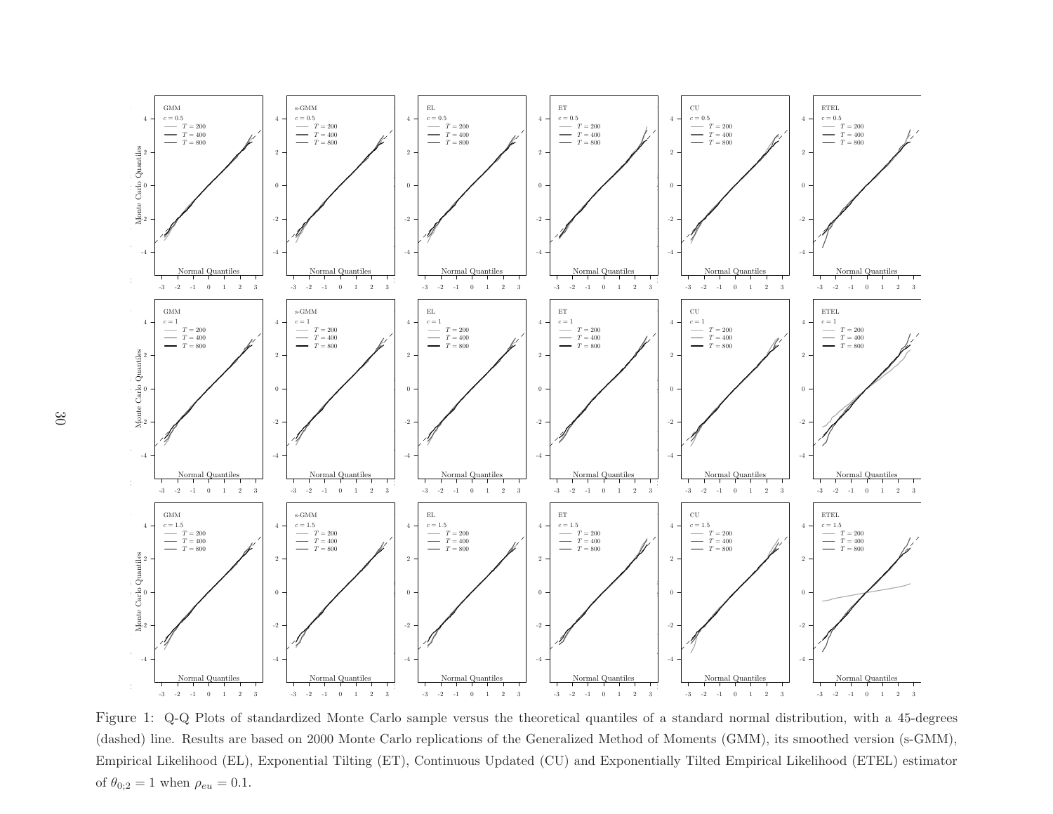Figure 1: Q-Q Plots of standardized Monte Carlo sample versus the theoretical quantiles of a standard normal distribution, with a 45-degrees (dashed) line. Results are based on 2000 Monte Carlo replications of the Generalized Method of Moments (GMM), its smoothed version (s-GMM), Empirical Likelihood (EL), Exponential Tilting (ET), Continuous Updated (CU) and Exponentially Tilted Empirical Likelihood (ETEL) estimator of $\theta_{0;2} = 1$ when $\rho_{eu} = 0.1$.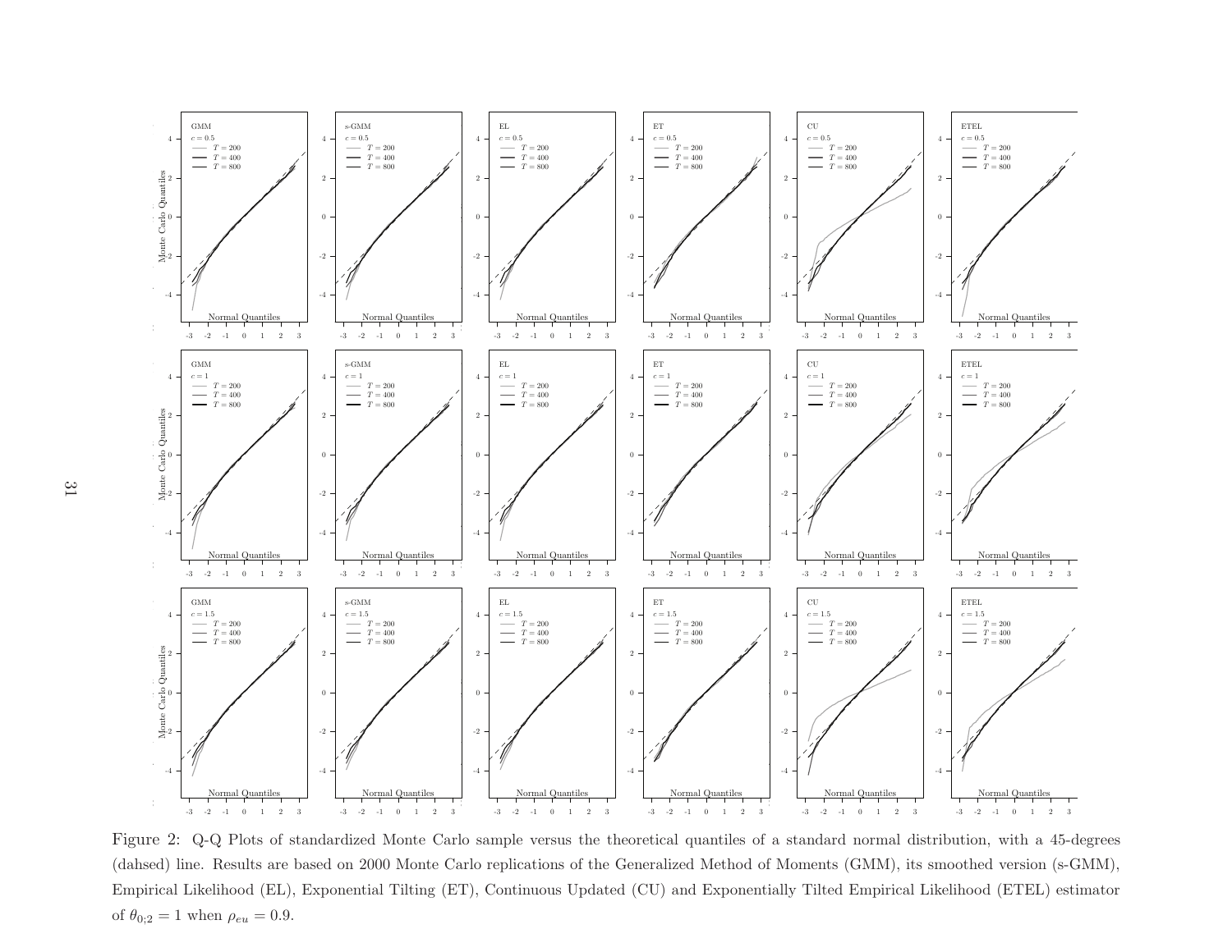GMM
$c = 0.5$
$T = 200$
$T = 400$
$T = 800$

s-GMM
$c = 0.5$
$T = 200$
$T = 400$
$T = 800$

EL
$c = 0.5$
$T = 200$
$T = 400$
$T = 800$

ET
$c = 0.5$
$T = 200$
$T = 400$
$T = 800$

CU
$c = 0.5$
$T = 200$
$T = 400$
$T = 800$

ETEL
$c = 0.5$
$T = 200$
$T = 400$
$T = 800$

GMM
$c = 1$
$T = 200$
$T = 400$
$T = 800$

s-GMM
$c = 1$
$T = 200$
$T = 400$
$T = 800$

EL
$c = 1$
$T = 200$
$T = 400$
$T = 800$

ET
$c = 1$
$T = 200$
$T = 400$
$T = 800$

CU
$c = 1$
$T = 200$
$T = 400$
$T = 800$

ETEL
$c = 1$
$T = 200$
$T = 400$
$T = 800$

GMM
$c = 1.5$
$T = 200$
$T = 400$
$T = 800$

s-GMM
$c = 1.5$
$T = 200$
$T = 400$
$T = 800$

EL
$c = 1.5$
$T = 200$
$T = 400$
$T = 800$

ET
$c = 1.5$
$T = 200$
$T = 400$
$T = 800$

CU
$c = 1.5$
$T = 200$
$T = 400$
$T = 800$

ETEL
$c = 1.5$
$T = 200$
$T = 400$
$T = 800$

Monte Carlo Quantiles

Normal Quantiles

Figure 2: Q-Q Plots of standardized Monte Carlo sample versus the theoretical quantiles of a standard normal distribution, with a 45-degrees (dahsed) line. Results are based on 2000 Monte Carlo replications of the Generalized Method of Moments (GMM), its smoothed version (s-GMM), Empirical Likelihood (EL), Exponential Tilting (ET), Continuous Updated (CU) and Exponentially Tilted Empirical Likelihood (ETEL) estimator of $\theta_{0;2} = 1$ when $\rho_{eu} = 0.9$.